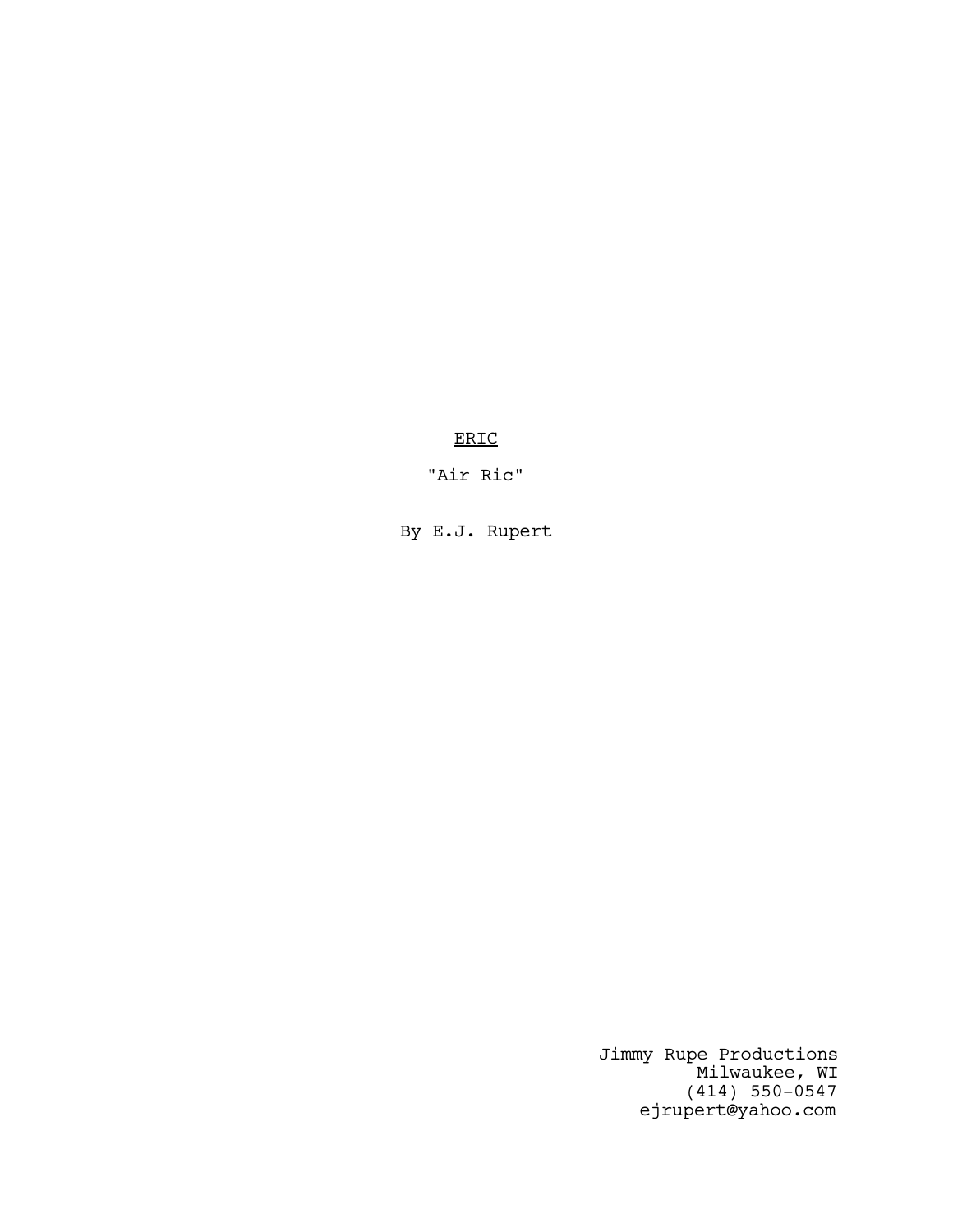<u>ERIC</u>

"Air Ric"

By E.J. Rupert

Jimmy Rupe Productions
Milwaukee, WI
(414) 550-0547
ejrupert@yahoo.com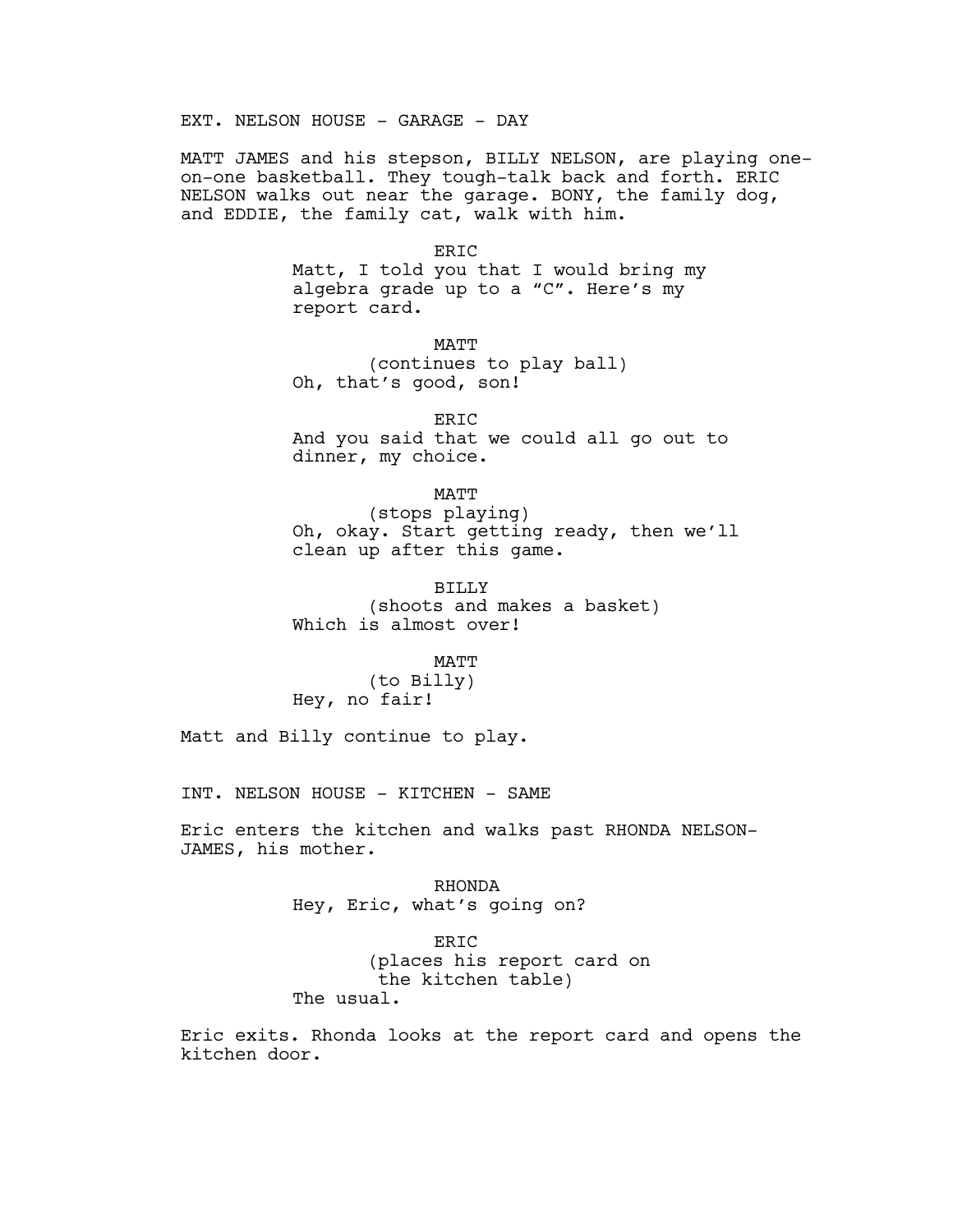EXT. NELSON HOUSE - GARAGE - DAY

MATT JAMES and his stepson, BILLY NELSON, are playing one-on-one basketball. They tough-talk back and forth. ERIC NELSON walks out near the garage. BONY, the family dog, and EDDIE, the family cat, walk with him.

ERIC
Matt, I told you that I would bring my algebra grade up to a "C". Here's my report card.

MATT
(continues to play ball)
Oh, that's good, son!

ERIC
And you said that we could all go out to dinner, my choice.

MATT
(stops playing)
Oh, okay. Start getting ready, then we'll clean up after this game.

BILLY
(shoots and makes a basket)
Which is almost over!

MATT
(to Billy)
Hey, no fair!

Matt and Billy continue to play.

INT. NELSON HOUSE - KITCHEN - SAME

Eric enters the kitchen and walks past RHONDA NELSON-JAMES, his mother.

RHONDA
Hey, Eric, what's going on?

ERIC
(places his report card on the kitchen table)
The usual.

Eric exits. Rhonda looks at the report card and opens the kitchen door.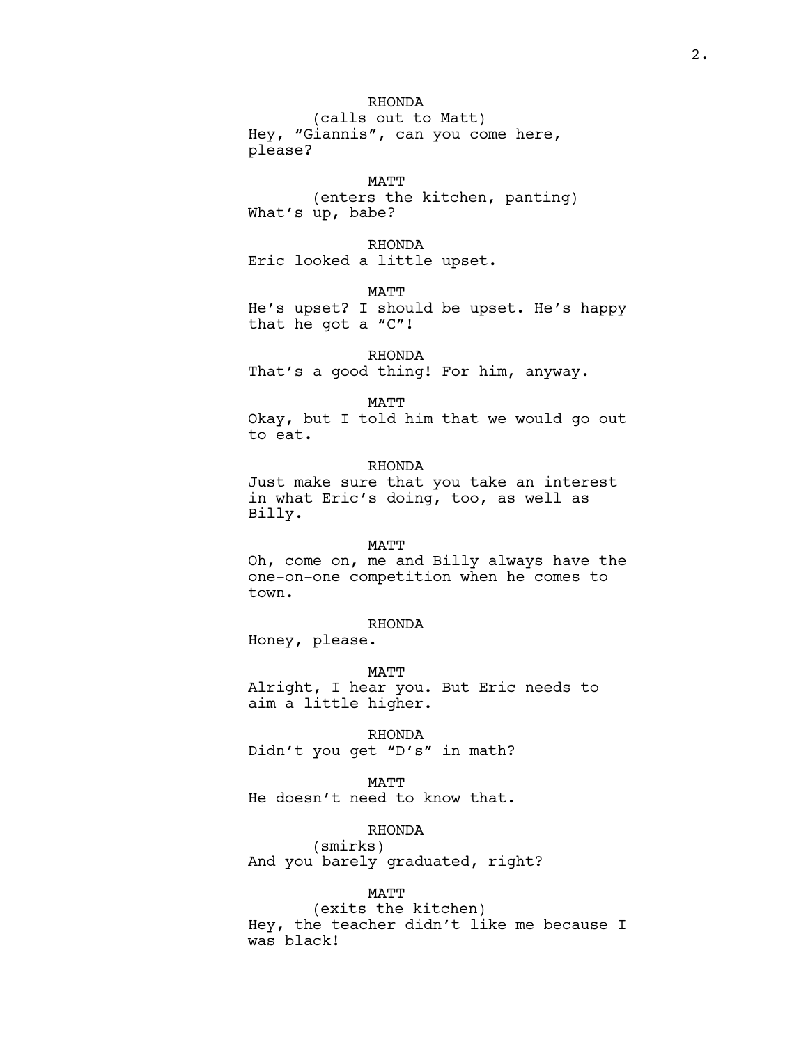RHONDA
(calls out to Matt)
Hey, “Giannis”, can you come here, please?

MATT
(enters the kitchen, panting)
What’s up, babe?

RHONDA
Eric looked a little upset.

MATT
He’s upset? I should be upset. He’s happy that he got a “C”!

RHONDA
That’s a good thing! For him, anyway.

MATT
Okay, but I told him that we would go out to eat.

RHONDA
Just make sure that you take an interest in what Eric’s doing, too, as well as Billy.

MATT
Oh, come on, me and Billy always have the one-on-one competition when he comes to town.

RHONDA
Honey, please.

MATT
Alright, I hear you. But Eric needs to aim a little higher.

RHONDA
Didn’t you get “D’s” in math?

MATT
He doesn’t need to know that.

RHONDA
(smirks)
And you barely graduated, right?

MATT
(exits the kitchen)
Hey, the teacher didn’t like me because I was black!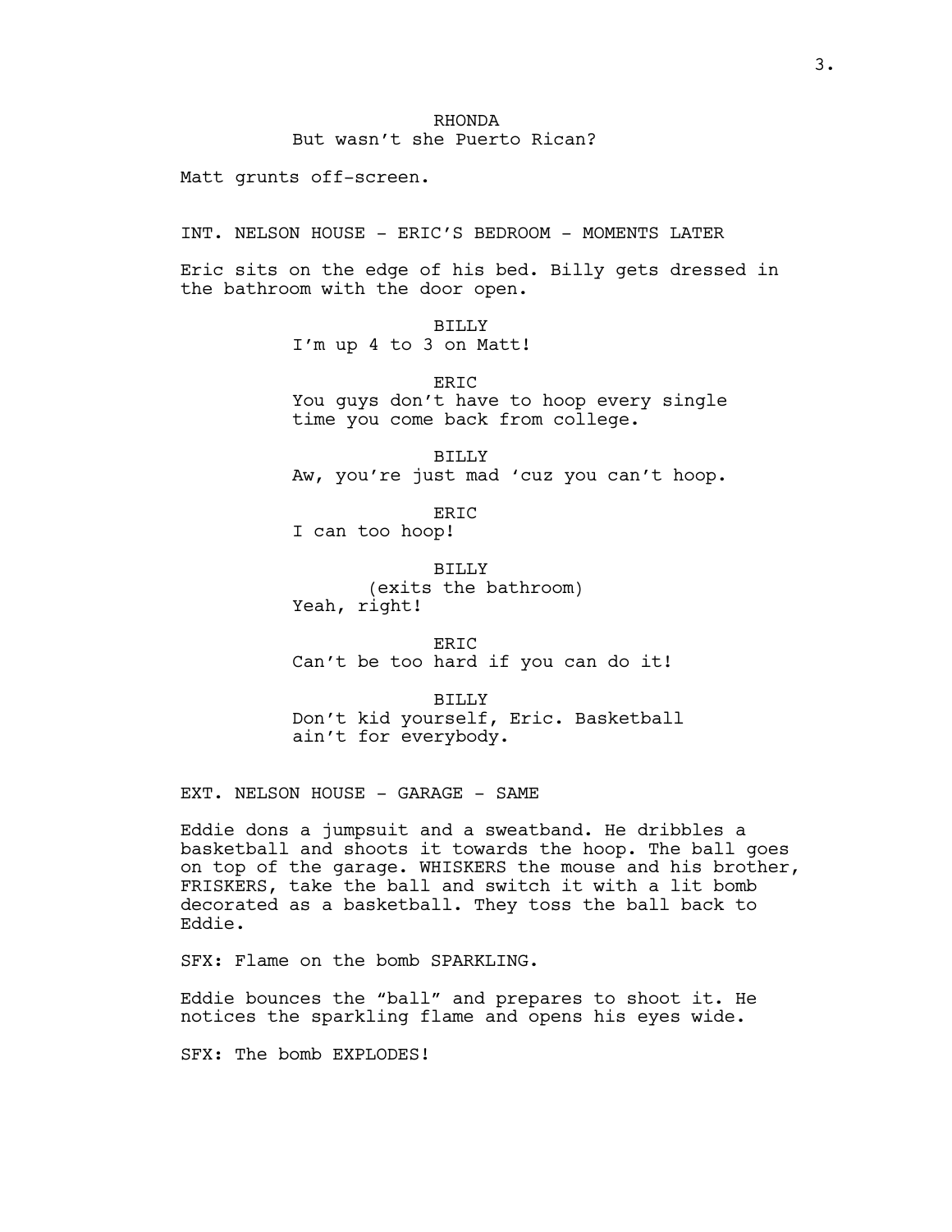RHONDA
But wasn't she Puerto Rican?

Matt grunts off-screen.

INT. NELSON HOUSE - ERIC'S BEDROOM - MOMENTS LATER

Eric sits on the edge of his bed. Billy gets dressed in the bathroom with the door open.

BILLY
I'm up 4 to 3 on Matt!

ERIC
You guys don't have to hoop every single time you come back from college.

BILLY
Aw, you're just mad 'cuz you can't hoop.

ERIC
I can too hoop!

BILLY
(exits the bathroom)
Yeah, right!

ERIC
Can't be too hard if you can do it!

BILLY
Don't kid yourself, Eric. Basketball ain't for everybody.

EXT. NELSON HOUSE - GARAGE - SAME

Eddie dons a jumpsuit and a sweatband. He dribbles a basketball and shoots it towards the hoop. The ball goes on top of the garage. WHISKERS the mouse and his brother, FRISKERS, take the ball and switch it with a lit bomb decorated as a basketball. They toss the ball back to Eddie.

SFX: Flame on the bomb SPARKLING.

Eddie bounces the "ball" and prepares to shoot it. He notices the sparkling flame and opens his eyes wide.

SFX: The bomb EXPLODES!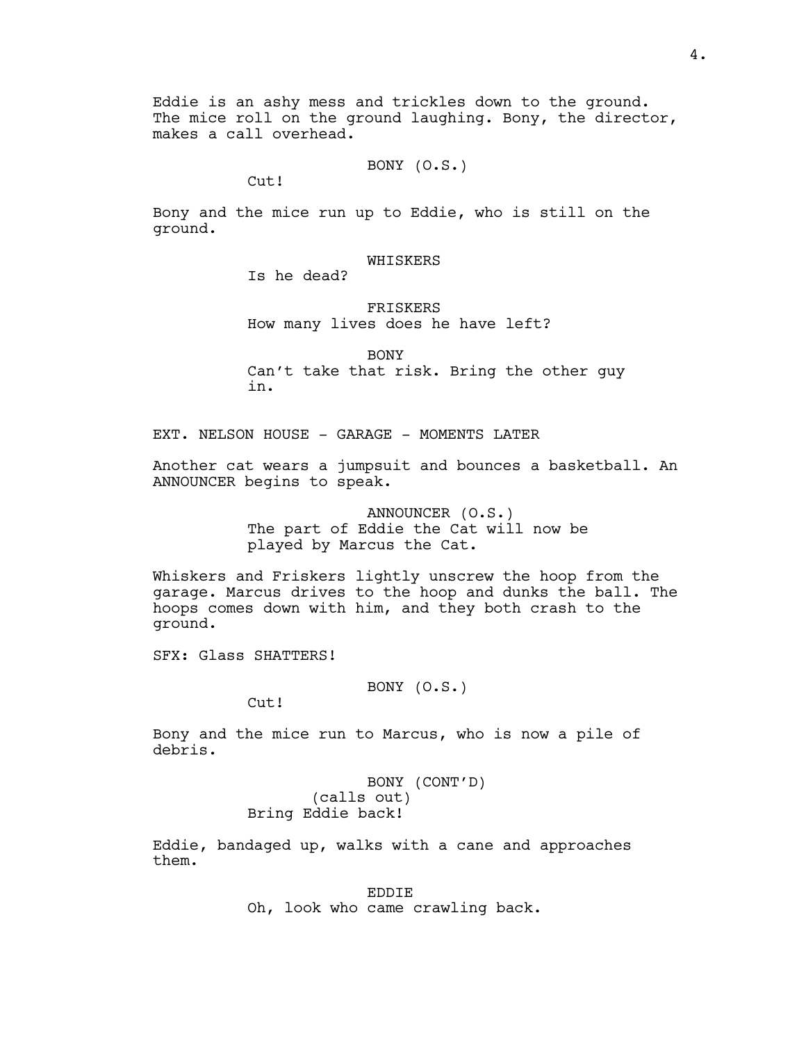Eddie is an ashy mess and trickles down to the ground. The mice roll on the ground laughing. Bony, the director, makes a call overhead.

BONY (O.S.)
Cut!

Bony and the mice run up to Eddie, who is still on the ground.

WHISKERS
Is he dead?

FRISKERS
How many lives does he have left?

BONY
Can't take that risk. Bring the other guy in.

EXT. NELSON HOUSE - GARAGE - MOMENTS LATER

Another cat wears a jumpsuit and bounces a basketball. An ANNOUNCER begins to speak.

ANNOUNCER (O.S.)
The part of Eddie the Cat will now be played by Marcus the Cat.

Whiskers and Friskers lightly unscrew the hoop from the garage. Marcus drives to the hoop and dunks the ball. The hoops comes down with him, and they both crash to the ground.

SFX: Glass SHATTERS!

BONY (O.S.)
Cut!

Bony and the mice run to Marcus, who is now a pile of debris.

BONY (CONT'D)
(calls out)
Bring Eddie back!

Eddie, bandaged up, walks with a cane and approaches them.

EDDIE
Oh, look who came crawling back.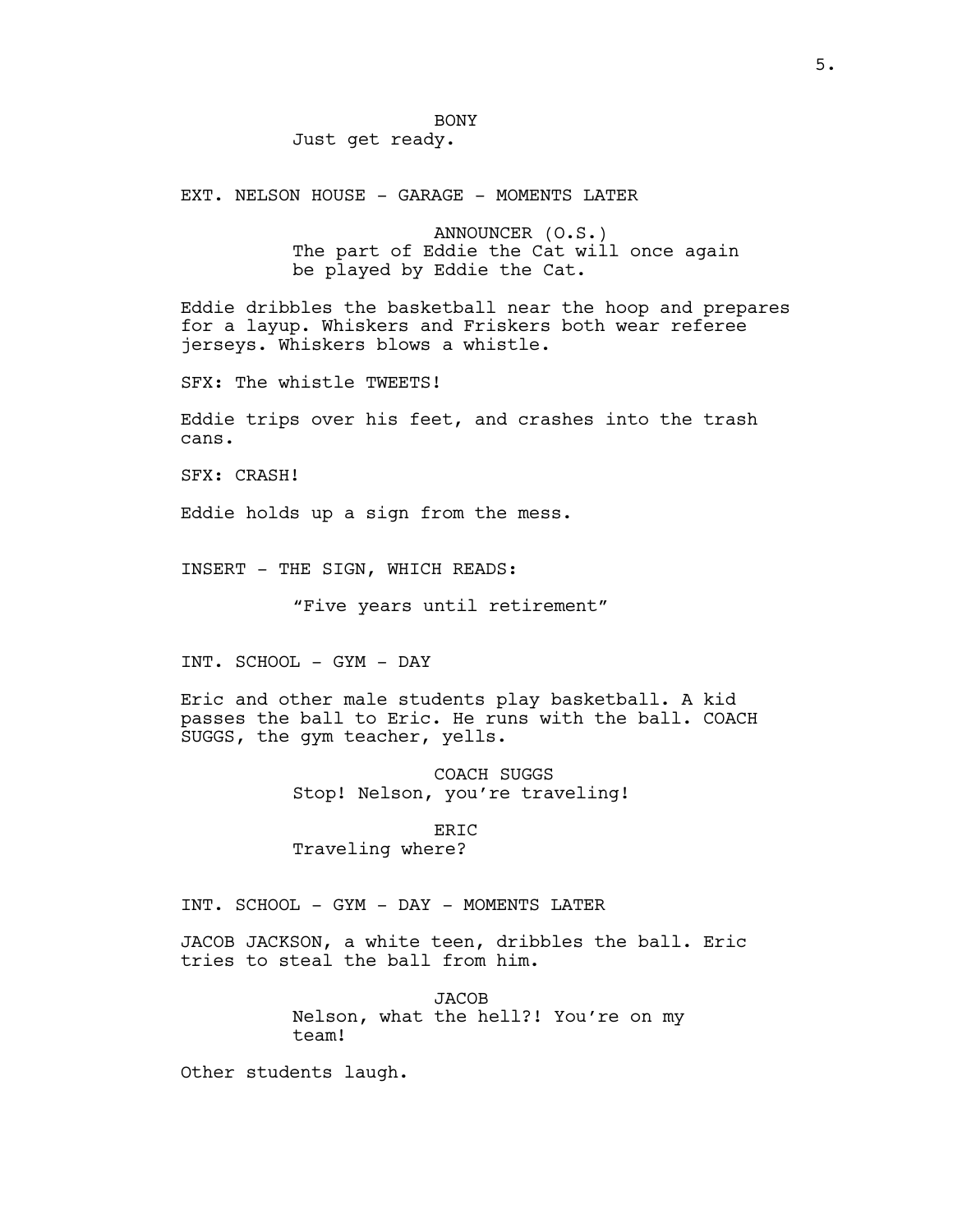BONY

Just get ready.

EXT. NELSON HOUSE - GARAGE - MOMENTS LATER

ANNOUNCER (O.S.)

The part of Eddie the Cat will once again be played by Eddie the Cat.

Eddie dribbles the basketball near the hoop and prepares for a layup. Whiskers and Friskers both wear referee jerseys. Whiskers blows a whistle.

SFX: The whistle TWEETS!

Eddie trips over his feet, and crashes into the trash cans.

SFX: CRASH!

Eddie holds up a sign from the mess.

INSERT - THE SIGN, WHICH READS:

"Five years until retirement"

INT. SCHOOL - GYM - DAY

Eric and other male students play basketball. A kid passes the ball to Eric. He runs with the ball. COACH SUGGS, the gym teacher, yells.

COACH SUGGS

Stop! Nelson, you're traveling!

ERIC

Traveling where?

INT. SCHOOL - GYM - DAY - MOMENTS LATER

JACOB JACKSON, a white teen, dribbles the ball. Eric tries to steal the ball from him.

JACOB

Nelson, what the hell?! You're on my team!

Other students laugh.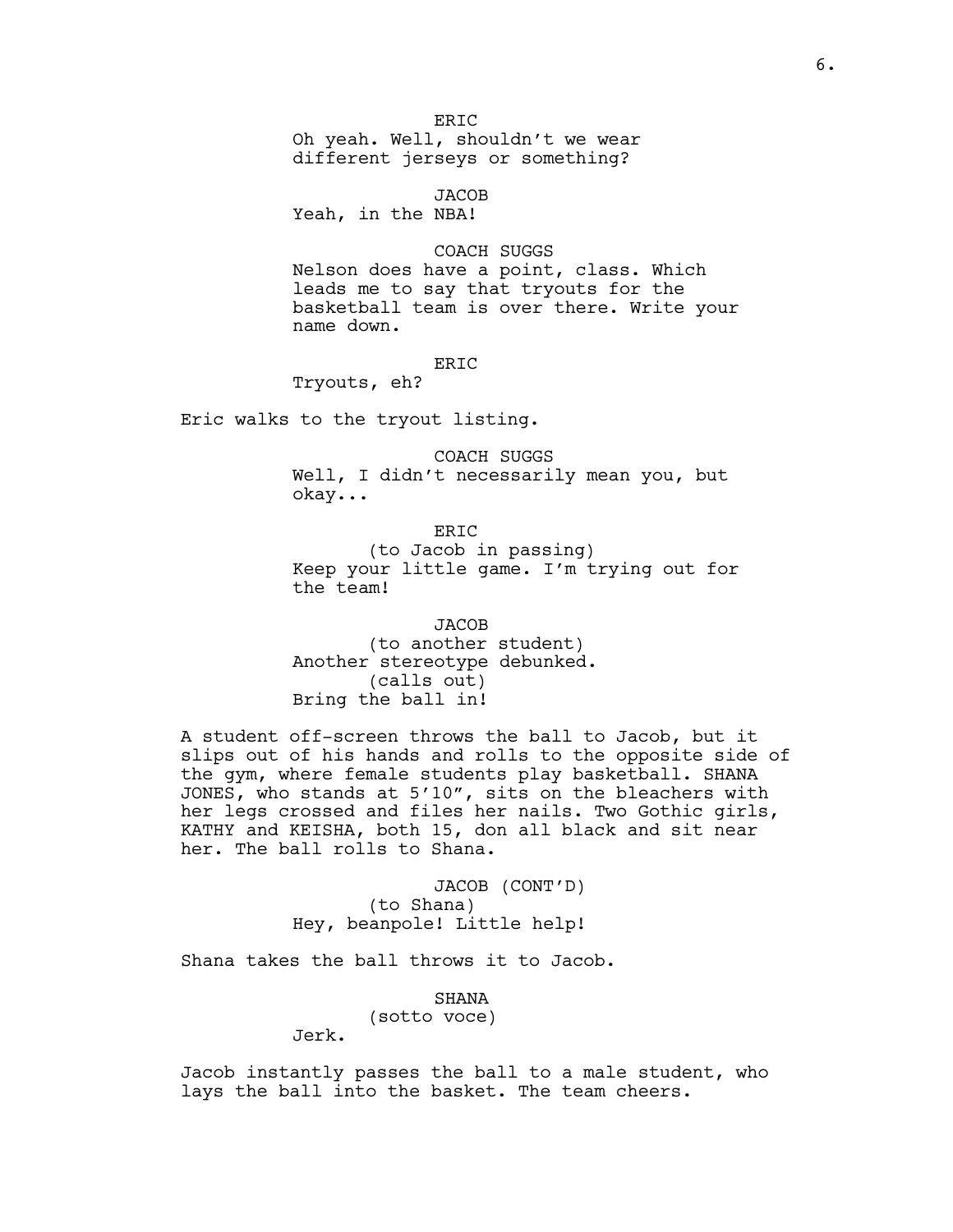ERIC
Oh yeah. Well, shouldn't we wear different jerseys or something?

JACOB
Yeah, in the NBA!

COACH SUGGS
Nelson does have a point, class. Which leads me to say that tryouts for the basketball team is over there. Write your name down.

ERIC
Tryouts, eh?

Eric walks to the tryout listing.

COACH SUGGS
Well, I didn't necessarily mean you, but okay...

ERIC
(to Jacob in passing)
Keep your little game. I'm trying out for the team!

JACOB
(to another student)
Another stereotype debunked.
(calls out)
Bring the ball in!

A student off-screen throws the ball to Jacob, but it slips out of his hands and rolls to the opposite side of the gym, where female students play basketball. SHANA JONES, who stands at 5'10", sits on the bleachers with her legs crossed and files her nails. Two Gothic girls, KATHY and KEISHA, both 15, don all black and sit near her. The ball rolls to Shana.

JACOB (CONT'D)
(to Shana)
Hey, beanpole! Little help!

Shana takes the ball throws it to Jacob.

SHANA
(sotto voce)
Jerk.

Jacob instantly passes the ball to a male student, who lays the ball into the basket. The team cheers.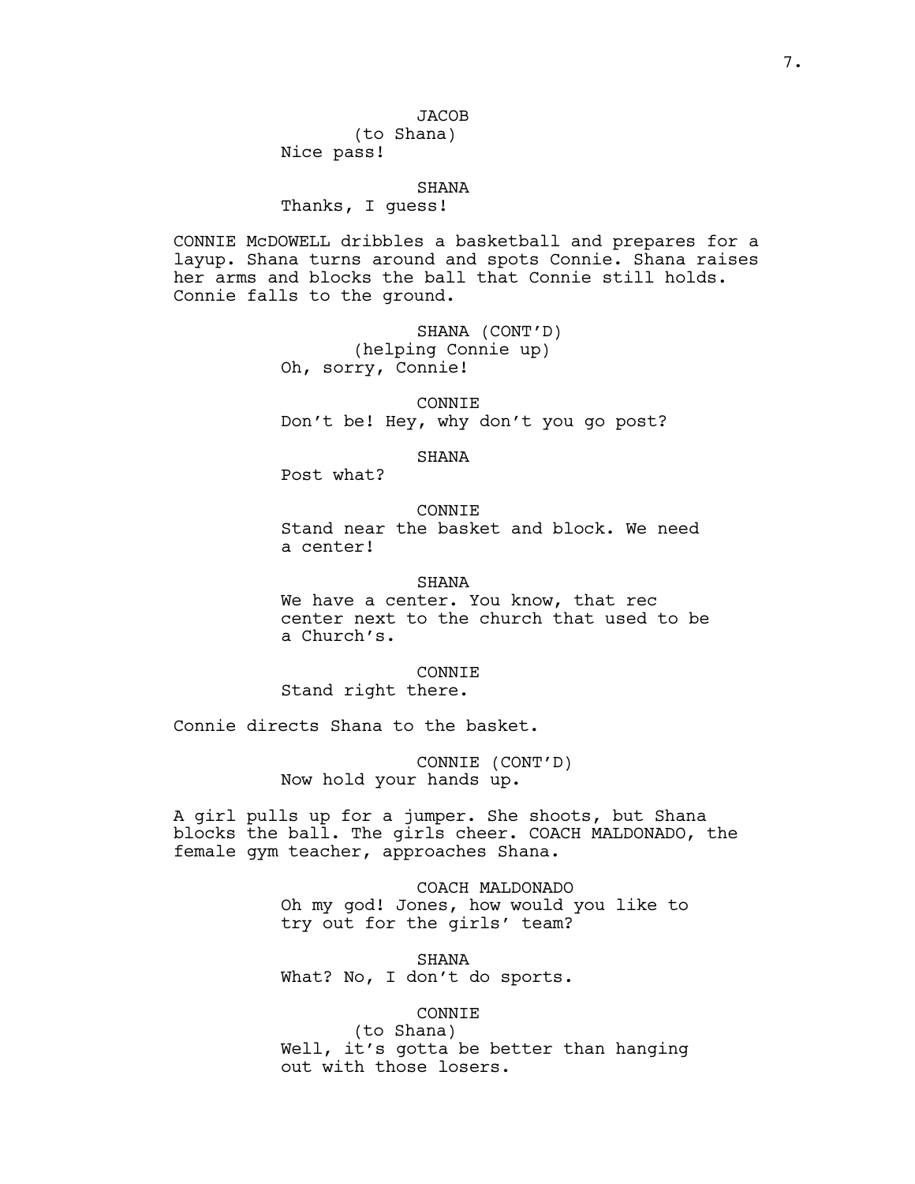JACOB
(to Shana)
Nice pass!

SHANA
Thanks, I guess!

CONNIE McDOWELL dribbles a basketball and prepares for a layup. Shana turns around and spots Connie. Shana raises her arms and blocks the ball that Connie still holds. Connie falls to the ground.

SHANA (CONT'D)
(helping Connie up)
Oh, sorry, Connie!

CONNIE
Don't be! Hey, why don't you go post?

SHANA
Post what?

CONNIE
Stand near the basket and block. We need a center!

SHANA
We have a center. You know, that rec center next to the church that used to be a Church's.

CONNIE
Stand right there.

Connie directs Shana to the basket.

CONNIE (CONT'D)
Now hold your hands up.

A girl pulls up for a jumper. She shoots, but Shana blocks the ball. The girls cheer. COACH MALDONADO, the female gym teacher, approaches Shana.

COACH MALDONADO
Oh my god! Jones, how would you like to try out for the girls' team?

SHANA
What? No, I don't do sports.

CONNIE
(to Shana)
Well, it's gotta be better than hanging out with those losers.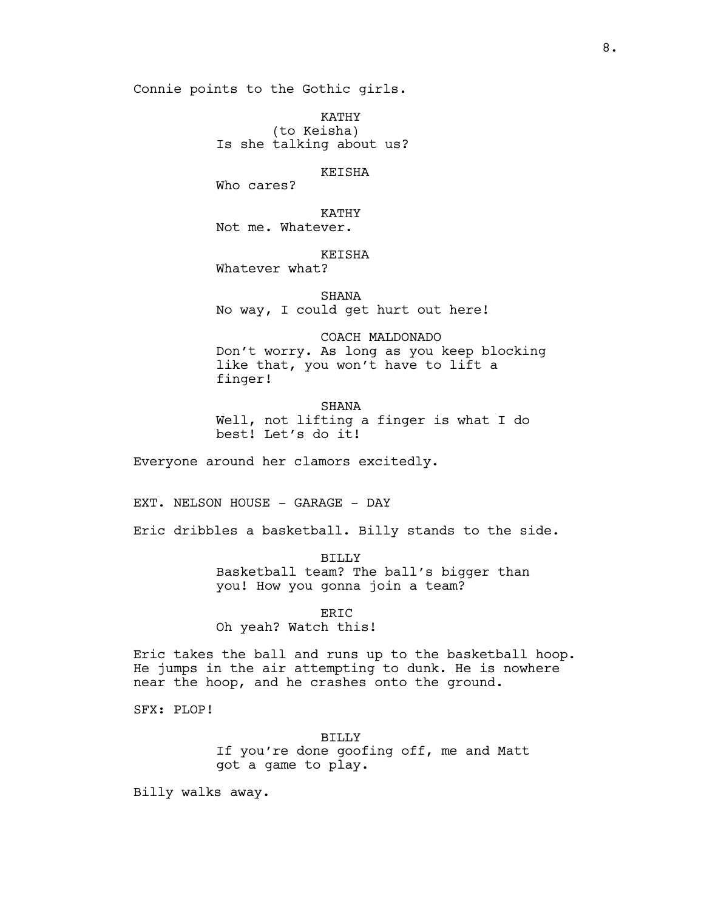Connie points to the Gothic girls.

KATHY
(to Keisha)
Is she talking about us?

KEISHA
Who cares?

KATHY
Not me. Whatever.

KEISHA
Whatever what?

SHANA
No way, I could get hurt out here!

COACH MALDONADO
Don't worry. As long as you keep blocking like that, you won't have to lift a finger!

SHANA
Well, not lifting a finger is what I do best! Let's do it!

Everyone around her clamors excitedly.

EXT. NELSON HOUSE - GARAGE - DAY

Eric dribbles a basketball. Billy stands to the side.

BILLY
Basketball team? The ball's bigger than you! How you gonna join a team?

ERIC
Oh yeah? Watch this!

Eric takes the ball and runs up to the basketball hoop. He jumps in the air attempting to dunk. He is nowhere near the hoop, and he crashes onto the ground.

SFX: PLOP!

BILLY
If you're done goofing off, me and Matt got a game to play.

Billy walks away.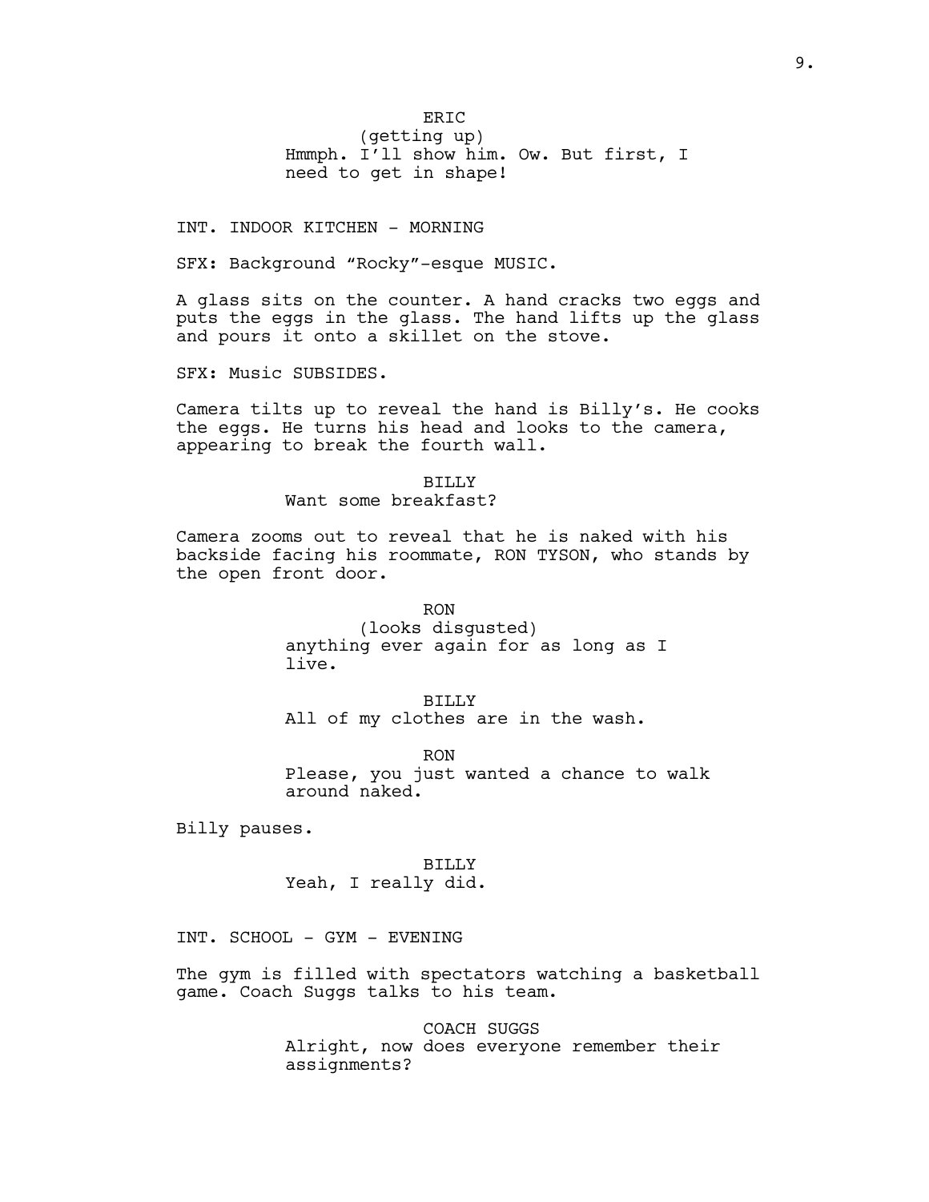ERIC
(getting up)
Hmmph. I'll show him. Ow. But first, I need to get in shape!

INT. INDOOR KITCHEN - MORNING

SFX: Background "Rocky"-esque MUSIC.

A glass sits on the counter. A hand cracks two eggs and puts the eggs in the glass. The hand lifts up the glass and pours it onto a skillet on the stove.

SFX: Music SUBSIDES.

Camera tilts up to reveal the hand is Billy's. He cooks the eggs. He turns his head and looks to the camera, appearing to break the fourth wall.

BILLY
Want some breakfast?

Camera zooms out to reveal that he is naked with his backside facing his roommate, RON TYSON, who stands by the open front door.

RON
(looks disgusted)
anything ever again for as long as I live.

BILLY
All of my clothes are in the wash.

RON
Please, you just wanted a chance to walk around naked.

Billy pauses.

BILLY
Yeah, I really did.

INT. SCHOOL - GYM - EVENING

The gym is filled with spectators watching a basketball game. Coach Suggs talks to his team.

COACH SUGGS
Alright, now does everyone remember their assignments?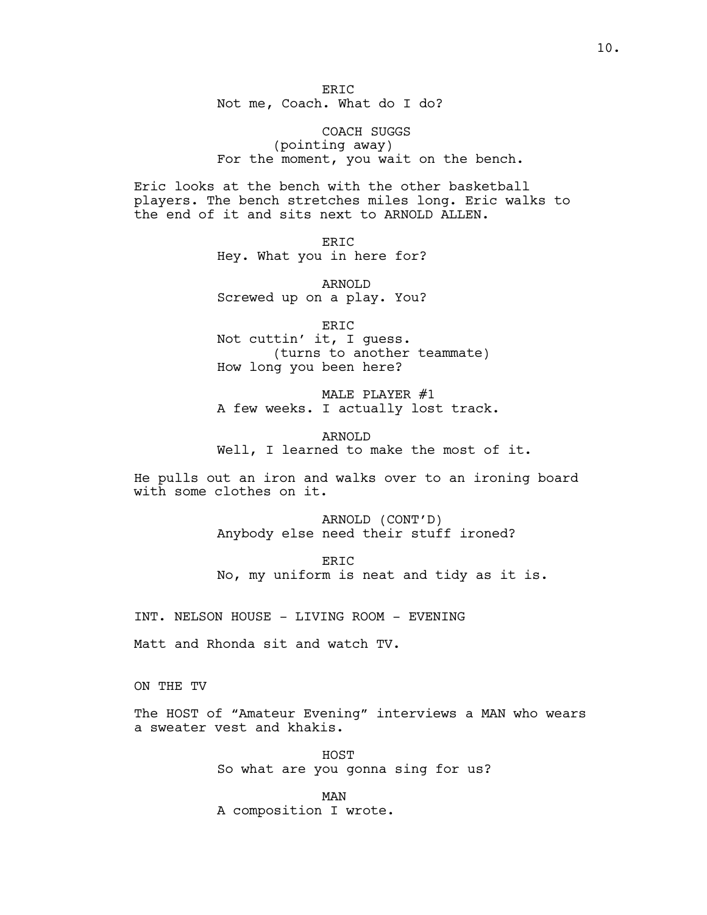ERIC
Not me, Coach. What do I do?

COACH SUGGS
(pointing away)
For the moment, you wait on the bench.

Eric looks at the bench with the other basketball players. The bench stretches miles long. Eric walks to the end of it and sits next to ARNOLD ALLEN.

ERIC
Hey. What you in here for?

ARNOLD
Screwed up on a play. You?

ERIC
Not cuttin' it, I guess.
(turns to another teammate)
How long you been here?

MALE PLAYER #1
A few weeks. I actually lost track.

ARNOLD
Well, I learned to make the most of it.

He pulls out an iron and walks over to an ironing board with some clothes on it.

ARNOLD (CONT'D)
Anybody else need their stuff ironed?

ERIC
No, my uniform is neat and tidy as it is.

INT. NELSON HOUSE - LIVING ROOM - EVENING

Matt and Rhonda sit and watch TV.

ON THE TV

The HOST of "Amateur Evening" interviews a MAN who wears a sweater vest and khakis.

HOST
So what are you gonna sing for us?

MAN
A composition I wrote.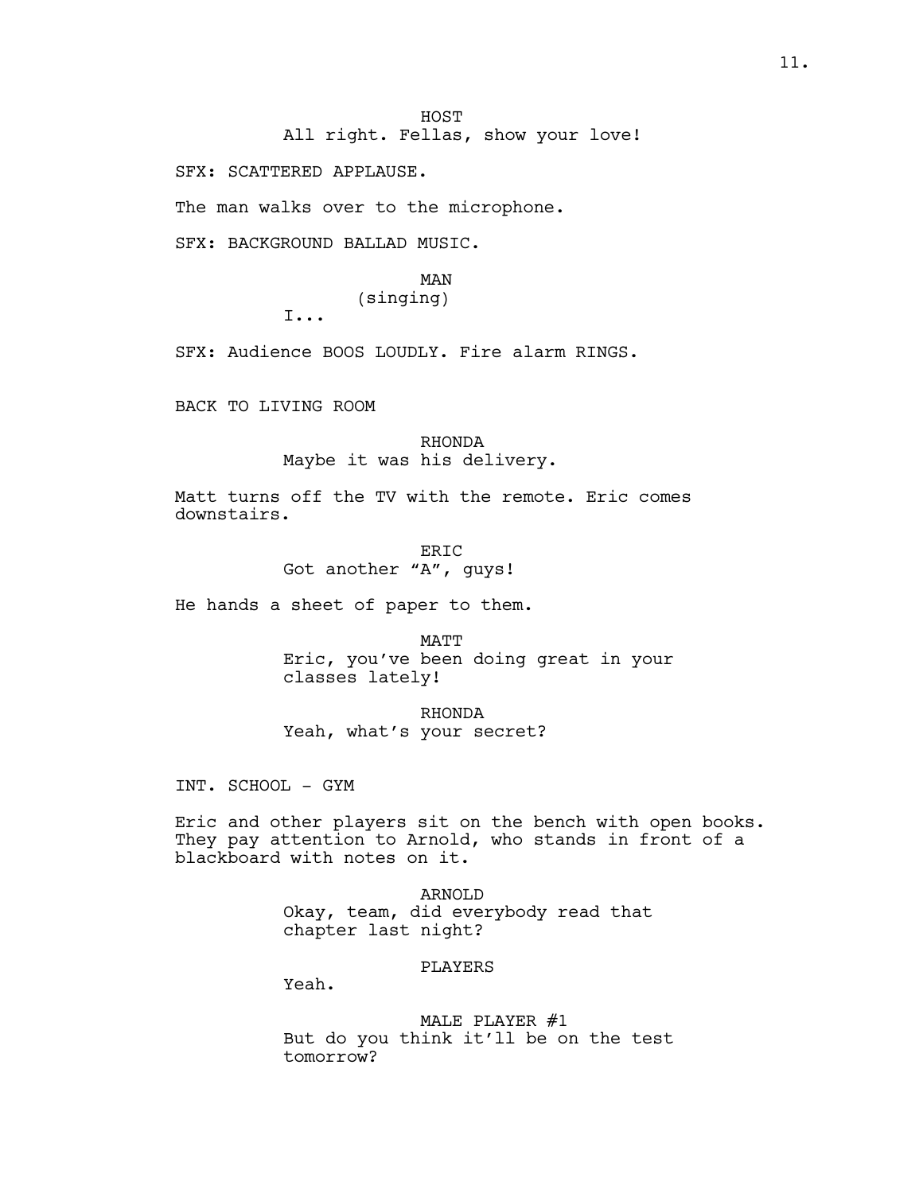HOST

All right. Fellas, show your love!

SFX: SCATTERED APPLAUSE.

The man walks over to the microphone.

SFX: BACKGROUND BALLAD MUSIC.

MAN

(singing)

I...

SFX: Audience BOOS LOUDLY. Fire alarm RINGS.

BACK TO LIVING ROOM

RHONDA

Maybe it was his delivery.

Matt turns off the TV with the remote. Eric comes downstairs.

ERIC

Got another "A", guys!

He hands a sheet of paper to them.

MATT

Eric, you've been doing great in your classes lately!

RHONDA

Yeah, what's your secret?

INT. SCHOOL - GYM

Eric and other players sit on the bench with open books. They pay attention to Arnold, who stands in front of a blackboard with notes on it.

ARNOLD

Okay, team, did everybody read that chapter last night?

PLAYERS

Yeah.

MALE PLAYER #1

But do you think it'll be on the test tomorrow?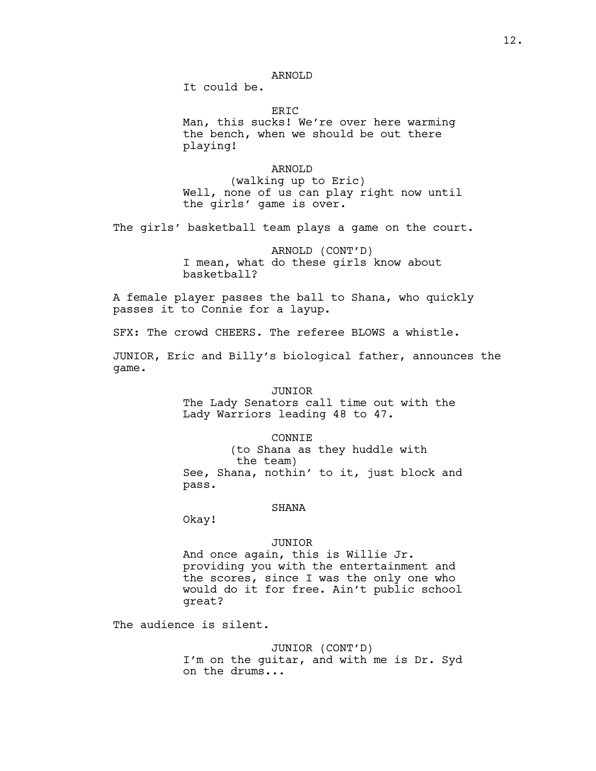ARNOLD

It could be.

ERIC

Man, this sucks! We're over here warming the bench, when we should be out there playing!

ARNOLD

(walking up to Eric)

Well, none of us can play right now until the girls' game is over.

The girls' basketball team plays a game on the court.

ARNOLD (CONT'D)

I mean, what do these girls know about basketball?

A female player passes the ball to Shana, who quickly passes it to Connie for a layup.

SFX: The crowd CHEERS. The referee BLOWS a whistle.

JUNIOR, Eric and Billy's biological father, announces the game.

JUNIOR

The Lady Senators call time out with the Lady Warriors leading 48 to 47.

CONNIE

(to Shana as they huddle with the team)

See, Shana, nothin' to it, just block and pass.

SHANA

Okay!

JUNIOR

And once again, this is Willie Jr. providing you with the entertainment and the scores, since I was the only one who would do it for free. Ain't public school great?

The audience is silent.

JUNIOR (CONT'D)

I'm on the guitar, and with me is Dr. Syd on the drums...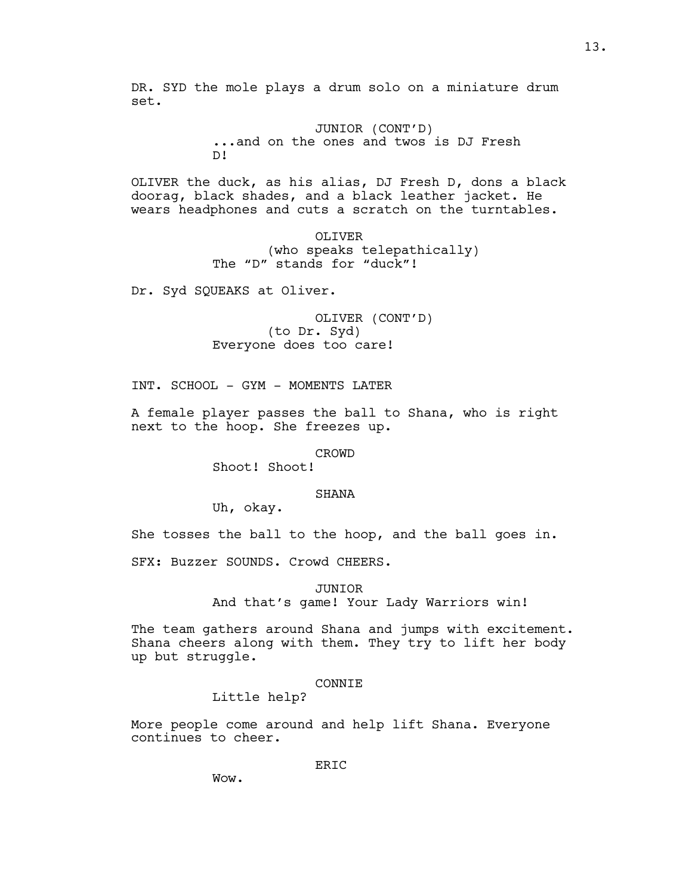DR. SYD the mole plays a drum solo on a miniature drum set.

JUNIOR (CONT'D)
...and on the ones and twos is DJ Fresh D!

OLIVER the duck, as his alias, DJ Fresh D, dons a black doorag, black shades, and a black leather jacket. He wears headphones and cuts a scratch on the turntables.

OLIVER
(who speaks telepathically)
The "D" stands for "duck"!

Dr. Syd SQUEAKS at Oliver.

OLIVER (CONT'D)
(to Dr. Syd)
Everyone does too care!

INT. SCHOOL - GYM - MOMENTS LATER

A female player passes the ball to Shana, who is right next to the hoop. She freezes up.

CROWD
Shoot! Shoot!

SHANA
Uh, okay.

She tosses the ball to the hoop, and the ball goes in.

SFX: Buzzer SOUNDS. Crowd CHEERS.

JUNIOR
And that's game! Your Lady Warriors win!

The team gathers around Shana and jumps with excitement. Shana cheers along with them. They try to lift her body up but struggle.

CONNIE
Little help?

More people come around and help lift Shana. Everyone continues to cheer.

ERIC
Wow.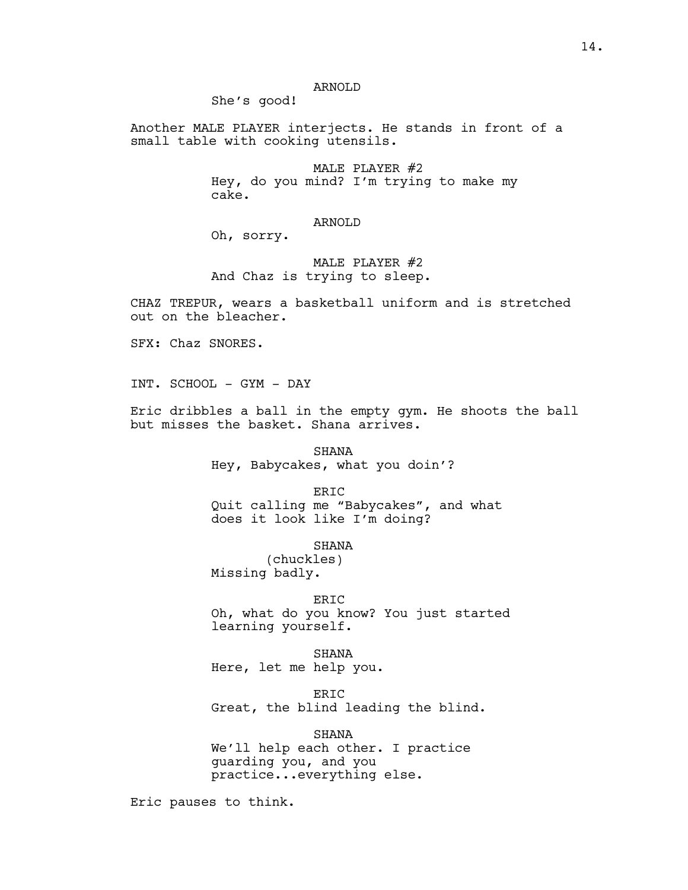ARNOLD

She's good!

Another MALE PLAYER interjects. He stands in front of a small table with cooking utensils.

MALE PLAYER #2

Hey, do you mind? I'm trying to make my cake.

ARNOLD

Oh, sorry.

MALE PLAYER #2

And Chaz is trying to sleep.

CHAZ TREPUR, wears a basketball uniform and is stretched out on the bleacher.

SFX: Chaz SNORES.

INT. SCHOOL - GYM - DAY

Eric dribbles a ball in the empty gym. He shoots the ball but misses the basket. Shana arrives.

SHANA

Hey, Babycakes, what you doin'?

ERIC

Quit calling me "Babycakes", and what does it look like I'm doing?

SHANA

(chuckles)

Missing badly.

ERIC

Oh, what do you know? You just started learning yourself.

SHANA

Here, let me help you.

ERIC

Great, the blind leading the blind.

SHANA

We'll help each other. I practice guarding you, and you practice...everything else.

Eric pauses to think.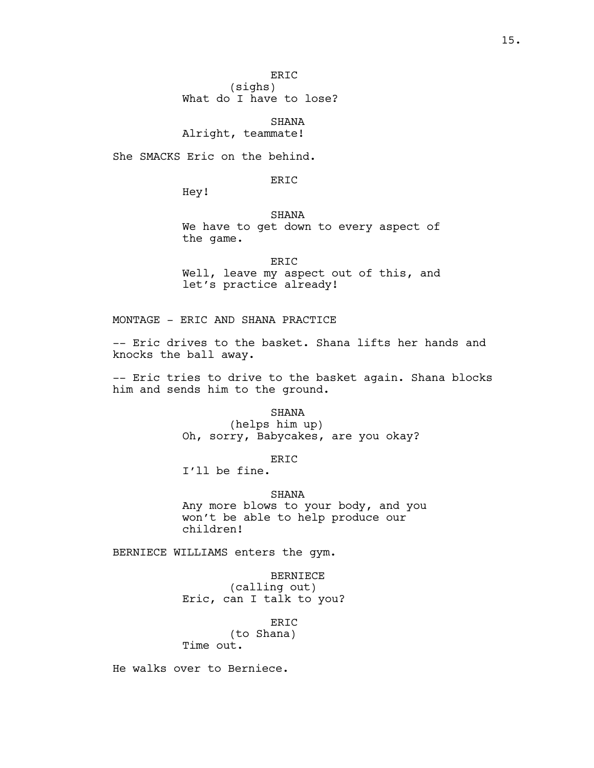ERIC
(sighs)
What do I have to lose?

SHANA
Alright, teammate!

She SMACKS Eric on the behind.

ERIC
Hey!

SHANA
We have to get down to every aspect of the game.

ERIC
Well, leave my aspect out of this, and let's practice already!

MONTAGE - ERIC AND SHANA PRACTICE

-- Eric drives to the basket. Shana lifts her hands and knocks the ball away.

-- Eric tries to drive to the basket again. Shana blocks him and sends him to the ground.

SHANA
(helps him up)
Oh, sorry, Babycakes, are you okay?

ERIC
I'll be fine.

SHANA
Any more blows to your body, and you won't be able to help produce our children!

BERNIECE WILLIAMS enters the gym.

BERNIECE
(calling out)
Eric, can I talk to you?

ERIC
(to Shana)
Time out.

He walks over to Berniece.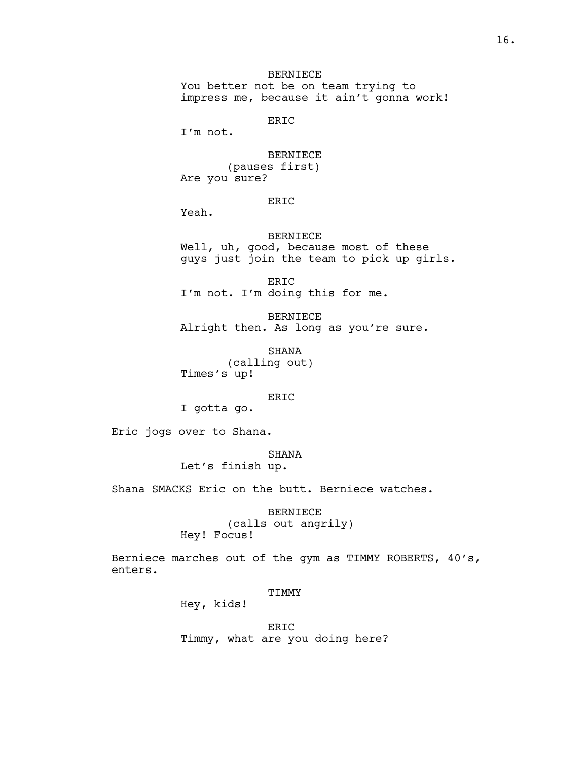BERNIECE

You better not be on team trying to impress me, because it ain't gonna work!

ERIC

I'm not.

BERNIECE

(pauses first)

Are you sure?

ERIC

Yeah.

BERNIECE

Well, uh, good, because most of these guys just join the team to pick up girls.

ERIC

I'm not. I'm doing this for me.

BERNIECE

Alright then. As long as you're sure.

SHANA

(calling out)

Times's up!

ERIC

I gotta go.

Eric jogs over to Shana.

SHANA

Let's finish up.

Shana SMACKS Eric on the butt. Berniece watches.

BERNIECE

(calls out angrily)

Hey! Focus!

Berniece marches out of the gym as TIMMY ROBERTS, 40's, enters.

TIMMY

Hey, kids!

ERIC

Timmy, what are you doing here?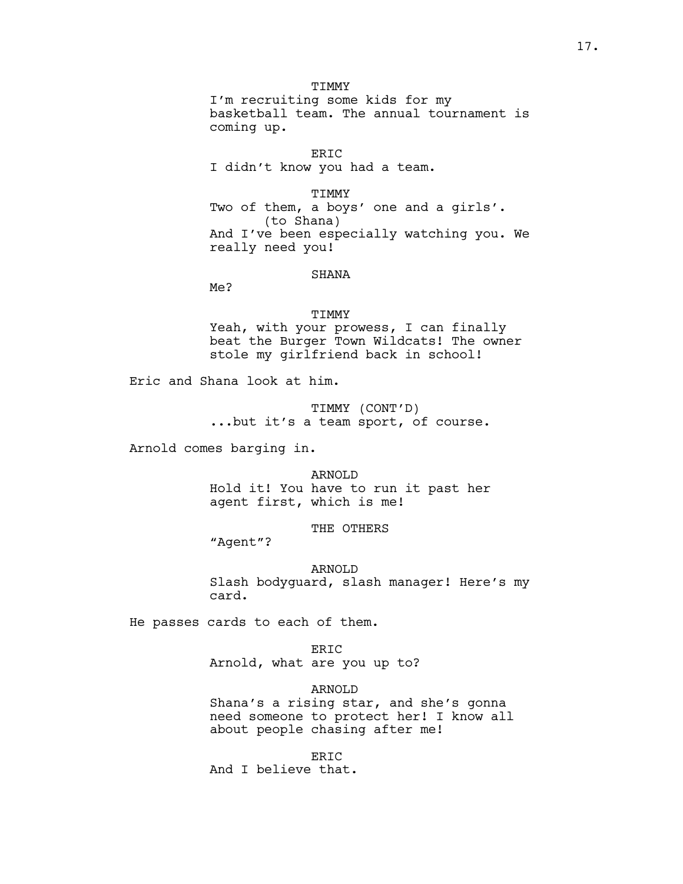TIMMY

I'm recruiting some kids for my basketball team. The annual tournament is coming up.

ERIC

I didn't know you had a team.

TIMMY

Two of them, a boys' one and a girls'.

(to Shana)

And I've been especially watching you. We really need you!

SHANA

Me?

TIMMY

Yeah, with your prowess, I can finally beat the Burger Town Wildcats! The owner stole my girlfriend back in school!

Eric and Shana look at him.

TIMMY (CONT'D)

...but it's a team sport, of course.

Arnold comes barging in.

ARNOLD

Hold it! You have to run it past her agent first, which is me!

THE OTHERS

"Agent"?

ARNOLD

Slash bodyguard, slash manager! Here's my card.

He passes cards to each of them.

ERIC

Arnold, what are you up to?

ARNOLD

Shana's a rising star, and she's gonna need someone to protect her! I know all about people chasing after me!

ERIC

And I believe that.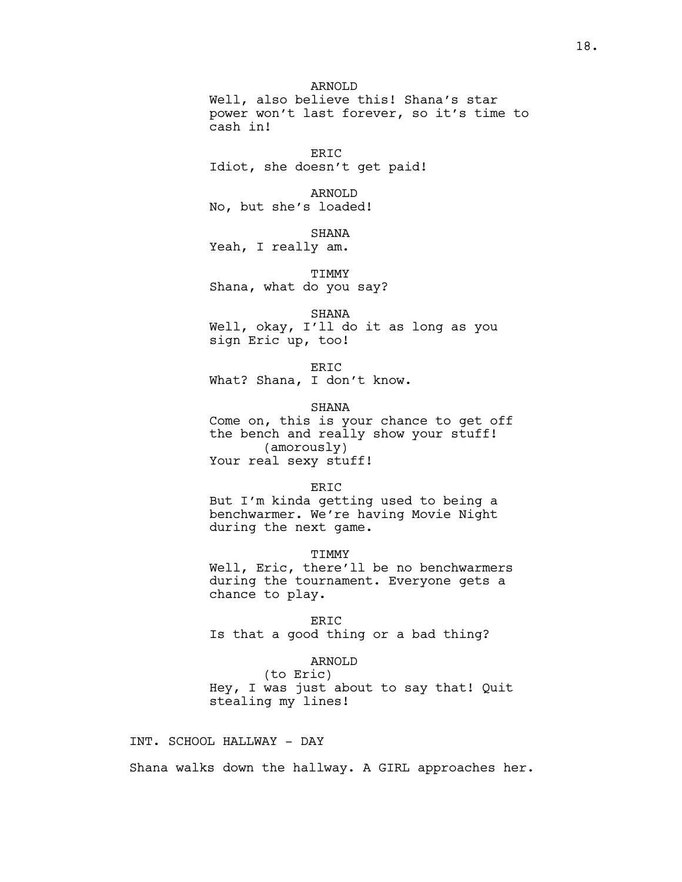ARNOLD
Well, also believe this! Shana's star power won't last forever, so it's time to cash in!

ERIC
Idiot, she doesn't get paid!

ARNOLD
No, but she's loaded!

SHANA
Yeah, I really am.

TIMMY
Shana, what do you say?

SHANA
Well, okay, I'll do it as long as you sign Eric up, too!

ERIC
What? Shana, I don't know.

SHANA
Come on, this is your chance to get off the bench and really show your stuff!
(amorously)
Your real sexy stuff!

ERIC
But I'm kinda getting used to being a benchwarmer. We're having Movie Night during the next game.

TIMMY
Well, Eric, there'll be no benchwarmers during the tournament. Everyone gets a chance to play.

ERIC
Is that a good thing or a bad thing?

ARNOLD
(to Eric)
Hey, I was just about to say that! Quit stealing my lines!

INT. SCHOOL HALLWAY - DAY

Shana walks down the hallway. A GIRL approaches her.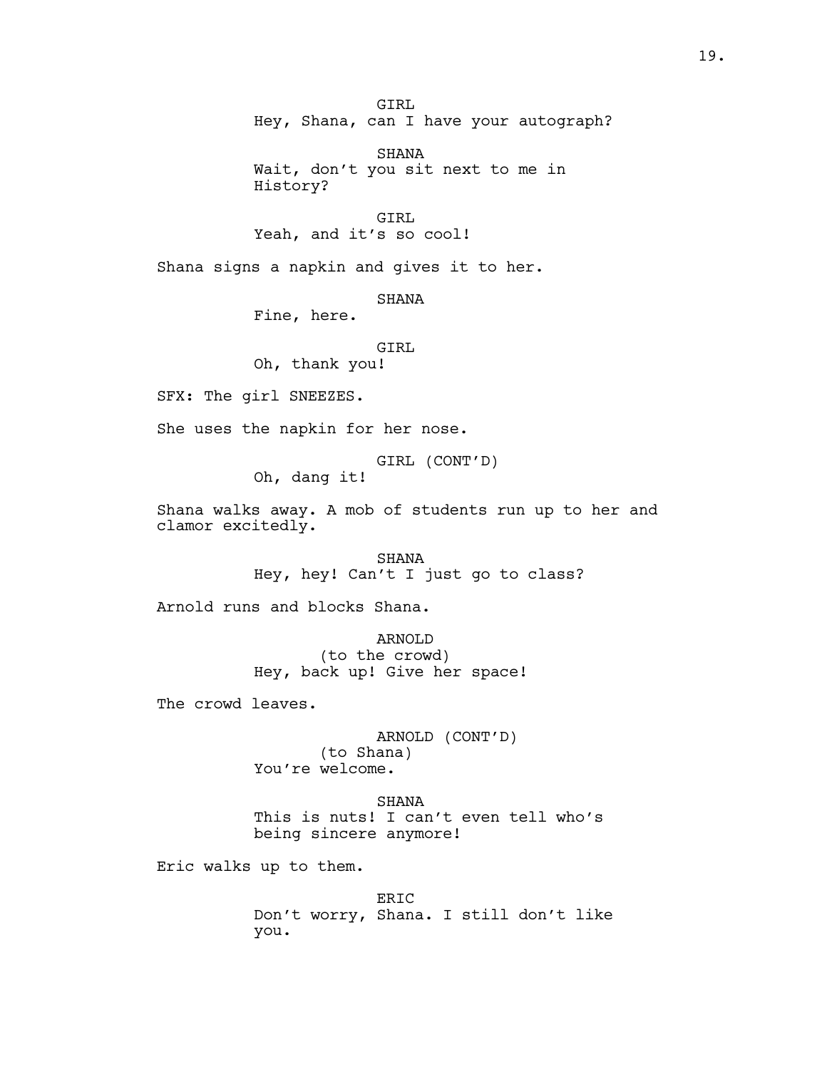GIRL
Hey, Shana, can I have your autograph?

SHANA
Wait, don't you sit next to me in History?

GIRL
Yeah, and it's so cool!

Shana signs a napkin and gives it to her.

SHANA
Fine, here.

GIRL
Oh, thank you!

SFX: The girl SNEEZES.

She uses the napkin for her nose.

GIRL (CONT'D)
Oh, dang it!

Shana walks away. A mob of students run up to her and clamor excitedly.

SHANA
Hey, hey! Can't I just go to class?

Arnold runs and blocks Shana.

ARNOLD
(to the crowd)
Hey, back up! Give her space!

The crowd leaves.

ARNOLD (CONT'D)
(to Shana)
You're welcome.

SHANA
This is nuts! I can't even tell who's being sincere anymore!

Eric walks up to them.

ERIC
Don't worry, Shana. I still don't like you.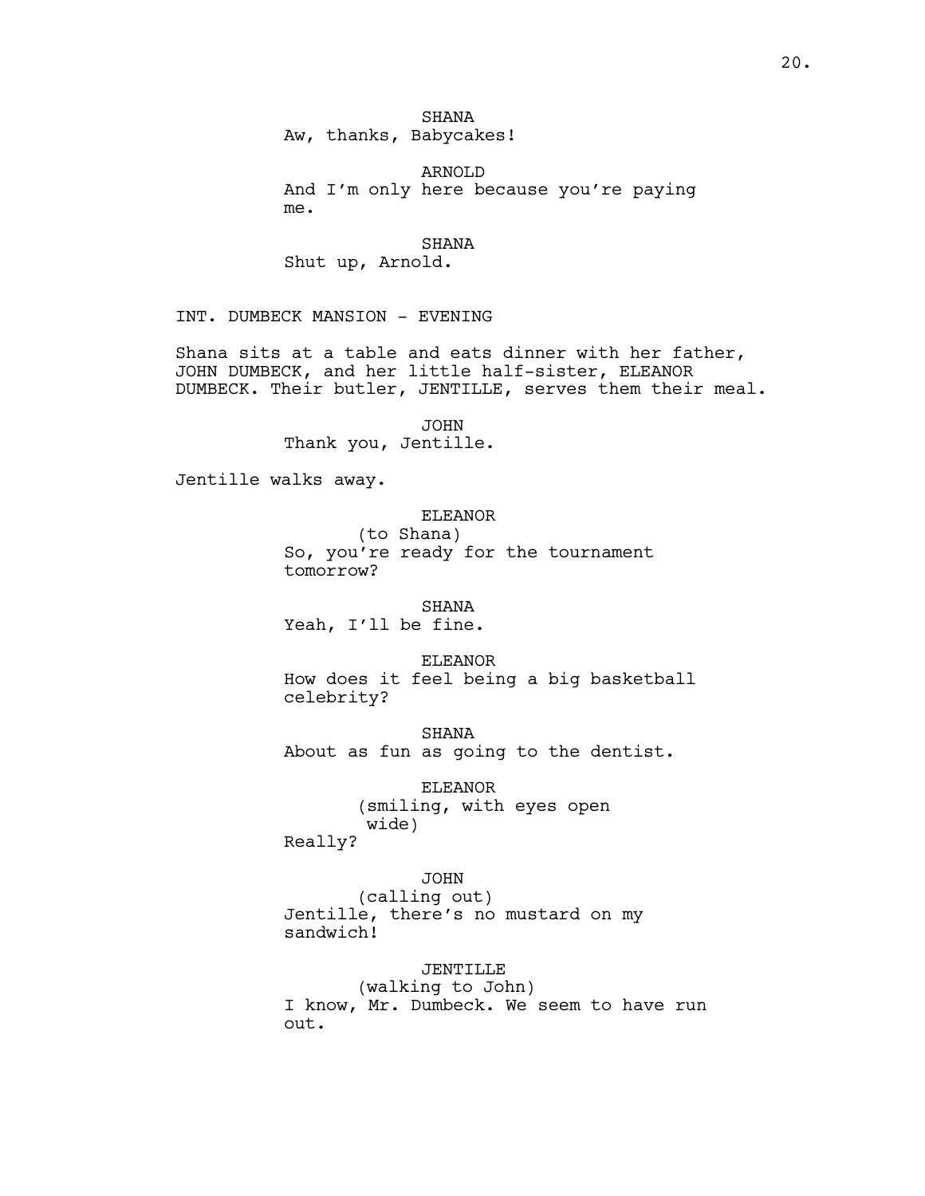SHANA
Aw, thanks, Babycakes!

ARNOLD
And I'm only here because you're paying me.

SHANA
Shut up, Arnold.

INT. DUMBECK MANSION - EVENING

Shana sits at a table and eats dinner with her father, JOHN DUMBECK, and her little half-sister, ELEANOR DUMBECK. Their butler, JENTILLE, serves them their meal.

JOHN
Thank you, Jentille.

Jentille walks away.

ELEANOR
(to Shana)
So, you're ready for the tournament tomorrow?

SHANA
Yeah, I'll be fine.

ELEANOR
How does it feel being a big basketball celebrity?

SHANA
About as fun as going to the dentist.

ELEANOR
(smiling, with eyes open wide)
Really?

JOHN
(calling out)
Jentille, there's no mustard on my sandwich!

JENTILLE
(walking to John)
I know, Mr. Dumbeck. We seem to have run out.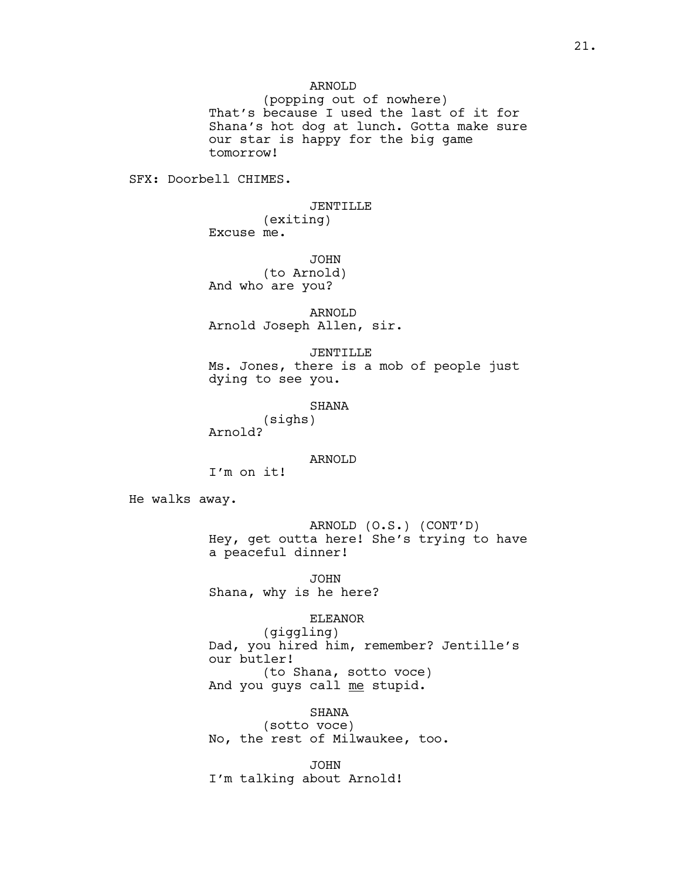ARNOLD
(popping out of nowhere)
That's because I used the last of it for Shana's hot dog at lunch. Gotta make sure our star is happy for the big game tomorrow!

SFX: Doorbell CHIMES.

JENTILLE
(exiting)
Excuse me.

JOHN
(to Arnold)
And who are you?

ARNOLD
Arnold Joseph Allen, sir.

JENTILLE
Ms. Jones, there is a mob of people just dying to see you.

SHANA
(sighs)
Arnold?

ARNOLD
I'm on it!

He walks away.

ARNOLD (O.S.) (CONT'D)
Hey, get outta here! She's trying to have a peaceful dinner!

JOHN
Shana, why is he here?

ELEANOR
(giggling)
Dad, you hired him, remember? Jentille's our butler!
(to Shana, sotto voce)
And you guys call <u>me</u> stupid.

SHANA
(sotto voce)
No, the rest of Milwaukee, too.

JOHN
I'm talking about Arnold!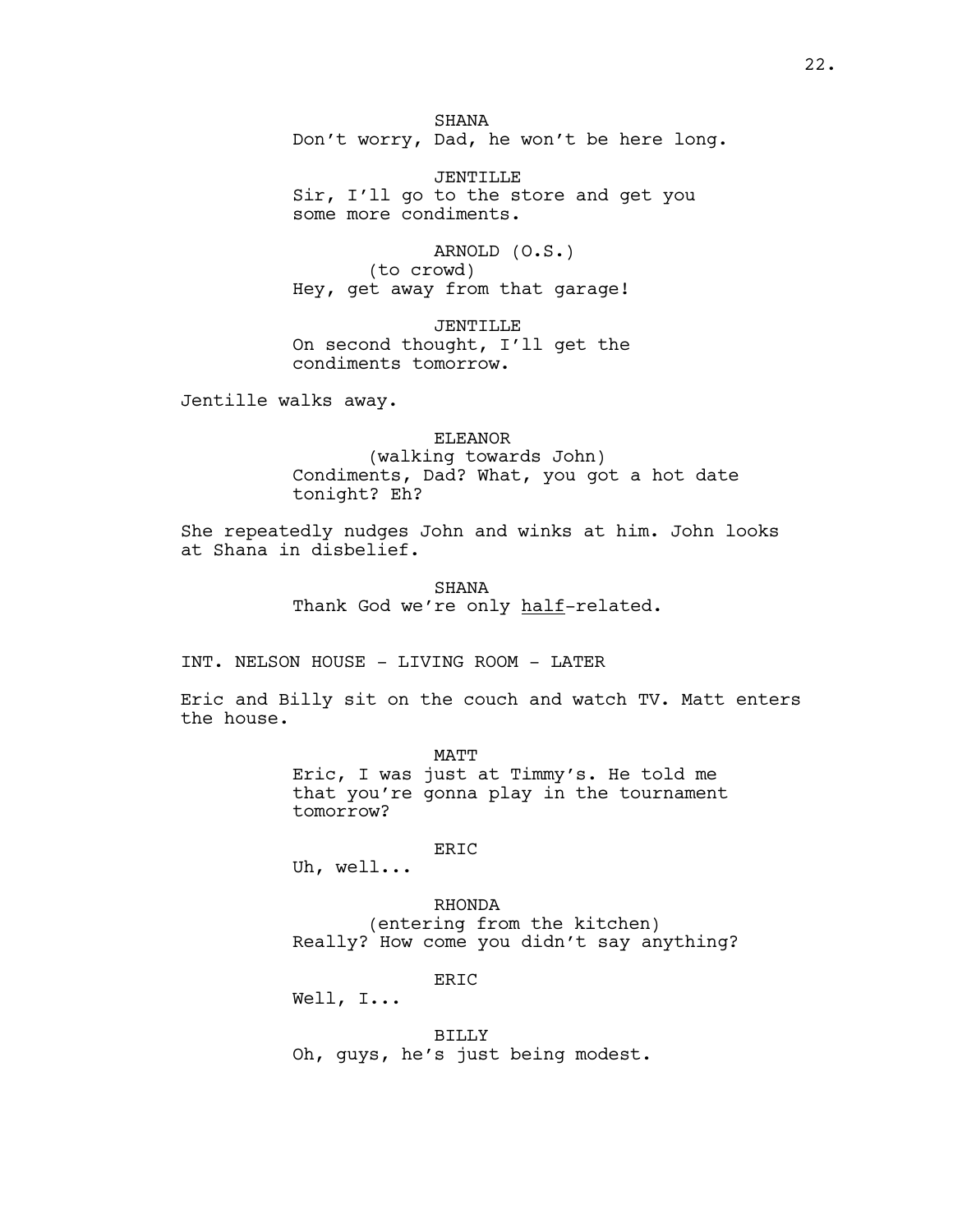SHANA
Don't worry, Dad, he won't be here long.

JENTILLE
Sir, I'll go to the store and get you some more condiments.

ARNOLD (O.S.)
(to crowd)
Hey, get away from that garage!

JENTILLE
On second thought, I'll get the condiments tomorrow.

Jentille walks away.

ELEANOR
(walking towards John)
Condiments, Dad? What, you got a hot date tonight? Eh?

She repeatedly nudges John and winks at him. John looks at Shana in disbelief.

SHANA
Thank God we're only <u>half</u>-related.

INT. NELSON HOUSE - LIVING ROOM - LATER

Eric and Billy sit on the couch and watch TV. Matt enters the house.

MATT
Eric, I was just at Timmy's. He told me that you're gonna play in the tournament tomorrow?

ERIC
Uh, well...

RHONDA
(entering from the kitchen)
Really? How come you didn't say anything?

ERIC
Well, I...

BILLY
Oh, guys, he's just being modest.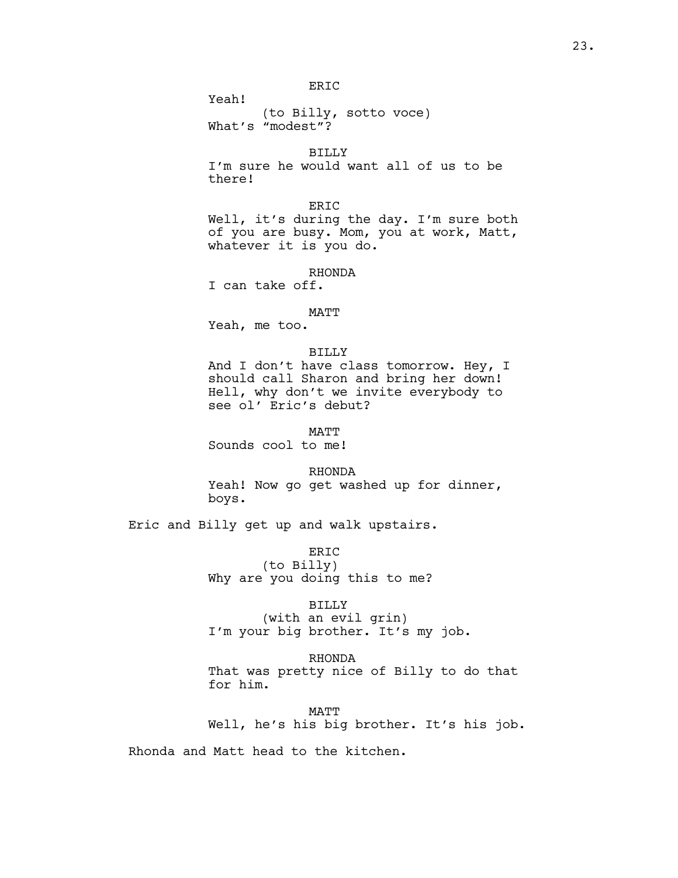ERIC
Yeah!
(to Billy, sotto voce)
What's "modest"?

BILLY
I'm sure he would want all of us to be there!

ERIC
Well, it's during the day. I'm sure both of you are busy. Mom, you at work, Matt, whatever it is you do.

RHONDA
I can take off.

MATT
Yeah, me too.

BILLY
And I don't have class tomorrow. Hey, I should call Sharon and bring her down! Hell, why don't we invite everybody to see ol' Eric's debut?

MATT
Sounds cool to me!

RHONDA
Yeah! Now go get washed up for dinner, boys.

Eric and Billy get up and walk upstairs.

ERIC
(to Billy)
Why are you doing this to me?

BILLY
(with an evil grin)
I'm your big brother. It's my job.

RHONDA
That was pretty nice of Billy to do that for him.

MATT
Well, he's his big brother. It's his job.

Rhonda and Matt head to the kitchen.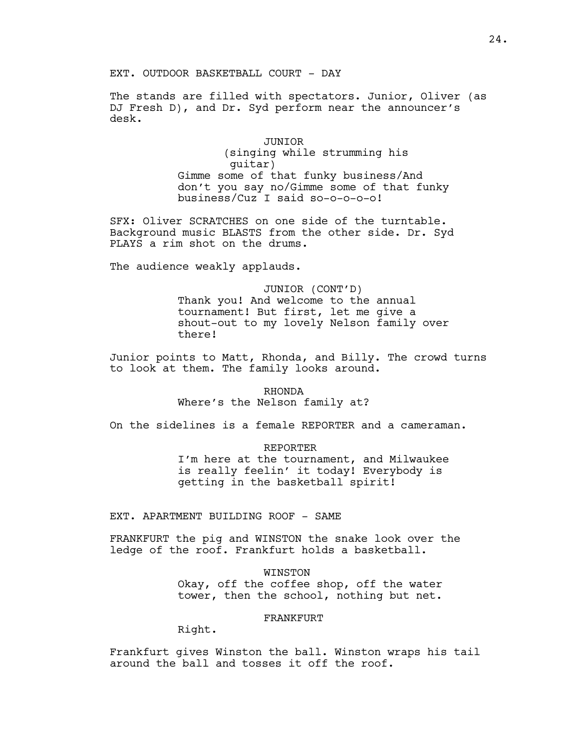EXT. OUTDOOR BASKETBALL COURT - DAY

The stands are filled with spectators. Junior, Oliver (as DJ Fresh D), and Dr. Syd perform near the announcer's desk.

JUNIOR
(singing while strumming his guitar)
Gimme some of that funky business/And don't you say no/Gimme some of that funky business/Cuz I said so-o-o-o-o!

SFX: Oliver SCRATCHES on one side of the turntable. Background music BLASTS from the other side. Dr. Syd PLAYS a rim shot on the drums.

The audience weakly applauds.

JUNIOR (CONT'D)
Thank you! And welcome to the annual tournament! But first, let me give a shout-out to my lovely Nelson family over there!

Junior points to Matt, Rhonda, and Billy. The crowd turns to look at them. The family looks around.

RHONDA
Where's the Nelson family at?

On the sidelines is a female REPORTER and a cameraman.

REPORTER
I'm here at the tournament, and Milwaukee is really feelin' it today! Everybody is getting in the basketball spirit!

EXT. APARTMENT BUILDING ROOF - SAME

FRANKFURT the pig and WINSTON the snake look over the ledge of the roof. Frankfurt holds a basketball.

WINSTON
Okay, off the coffee shop, off the water tower, then the school, nothing but net.

FRANKFURT
Right.

Frankfurt gives Winston the ball. Winston wraps his tail around the ball and tosses it off the roof.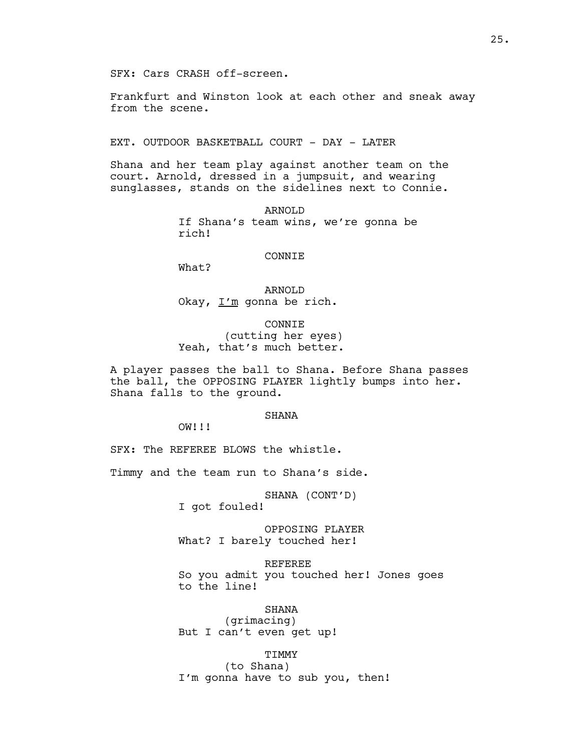SFX: Cars CRASH off-screen.

Frankfurt and Winston look at each other and sneak away from the scene.

EXT. OUTDOOR BASKETBALL COURT - DAY - LATER

Shana and her team play against another team on the court. Arnold, dressed in a jumpsuit, and wearing sunglasses, stands on the sidelines next to Connie.

ARNOLD
If Shana's team wins, we're gonna be rich!

CONNIE
What?

ARNOLD
Okay, I'm gonna be rich.

CONNIE
(cutting her eyes)
Yeah, that's much better.

A player passes the ball to Shana. Before Shana passes the ball, the OPPOSING PLAYER lightly bumps into her. Shana falls to the ground.

SHANA
OW!!!

SFX: The REFEREE BLOWS the whistle.

Timmy and the team run to Shana's side.

SHANA (CONT'D)
I got fouled!

OPPOSING PLAYER
What? I barely touched her!

REFEREE
So you admit you touched her! Jones goes to the line!

SHANA
(grimacing)
But I can't even get up!

TIMMY
(to Shana)
I'm gonna have to sub you, then!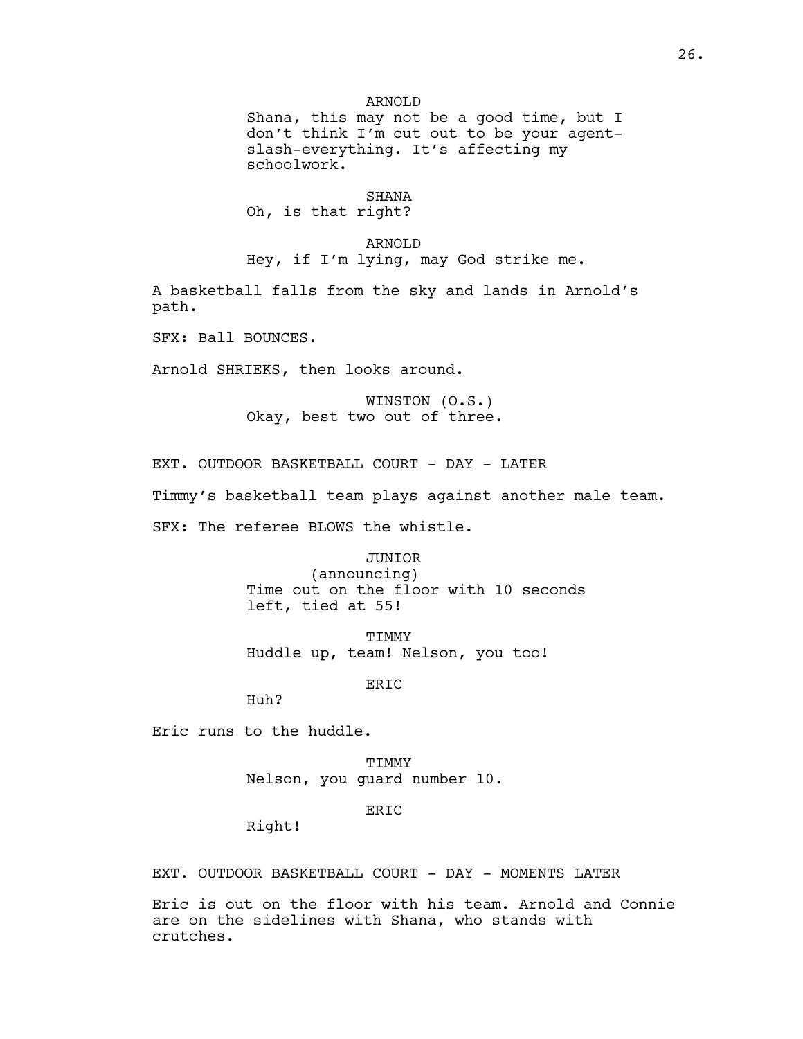ARNOLD
Shana, this may not be a good time, but I don't think I'm cut out to be your agent-slash-everything. It's affecting my schoolwork.

SHANA
Oh, is that right?

ARNOLD
Hey, if I'm lying, may God strike me.

A basketball falls from the sky and lands in Arnold's path.

SFX: Ball BOUNCES.

Arnold SHRIEKS, then looks around.

WINSTON (O.S.)
Okay, best two out of three.

EXT. OUTDOOR BASKETBALL COURT - DAY - LATER

Timmy's basketball team plays against another male team.

SFX: The referee BLOWS the whistle.

JUNIOR
(announcing)
Time out on the floor with 10 seconds left, tied at 55!

TIMMY
Huddle up, team! Nelson, you too!

ERIC
Huh?

Eric runs to the huddle.

TIMMY
Nelson, you guard number 10.

ERIC
Right!

EXT. OUTDOOR BASKETBALL COURT - DAY - MOMENTS LATER

Eric is out on the floor with his team. Arnold and Connie are on the sidelines with Shana, who stands with crutches.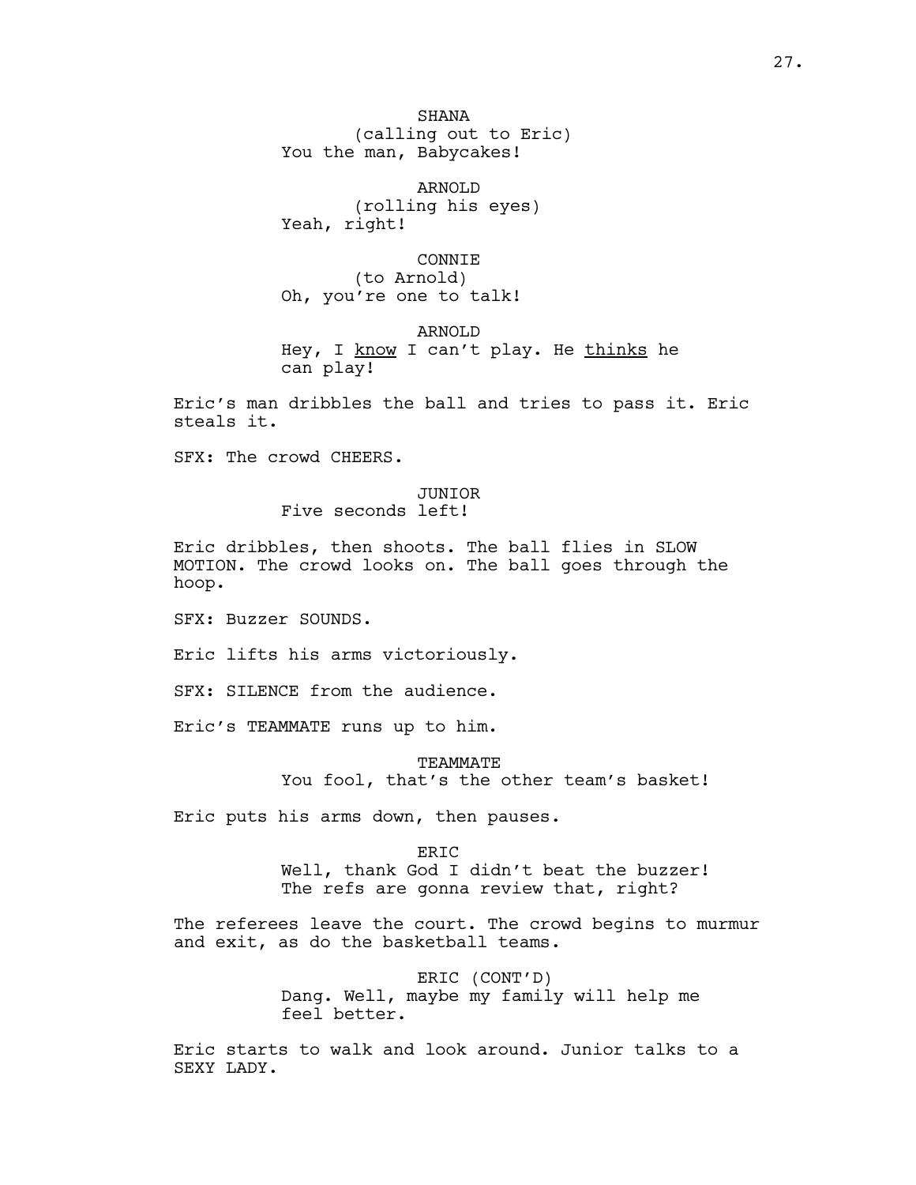SHANA
(calling out to Eric)
You the man, Babycakes!

ARNOLD
(rolling his eyes)
Yeah, right!

CONNIE
(to Arnold)
Oh, you're one to talk!

ARNOLD
Hey, I <u>know</u> I can't play. He <u>thinks</u> he can play!

Eric's man dribbles the ball and tries to pass it. Eric steals it.

SFX: The crowd CHEERS.

JUNIOR
Five seconds left!

Eric dribbles, then shoots. The ball flies in SLOW MOTION. The crowd looks on. The ball goes through the hoop.

SFX: Buzzer SOUNDS.

Eric lifts his arms victoriously.

SFX: SILENCE from the audience.

Eric's TEAMMATE runs up to him.

TEAMMATE
You fool, that's the other team's basket!

Eric puts his arms down, then pauses.

ERIC
Well, thank God I didn't beat the buzzer! The refs are gonna review that, right?

The referees leave the court. The crowd begins to murmur and exit, as do the basketball teams.

ERIC (CONT'D)
Dang. Well, maybe my family will help me feel better.

Eric starts to walk and look around. Junior talks to a SEXY LADY.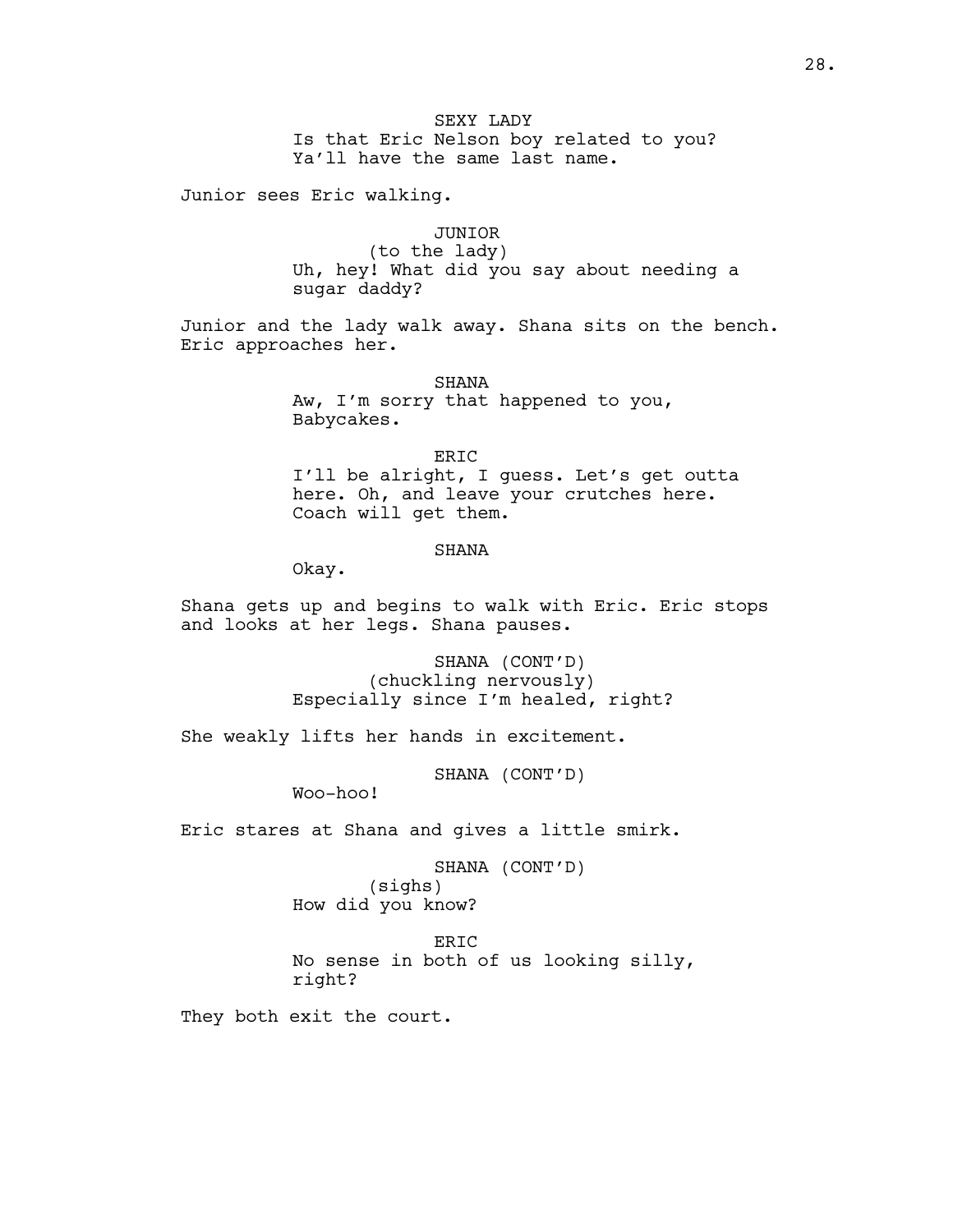SEXY LADY

Is that Eric Nelson boy related to you? Ya'll have the same last name.

Junior sees Eric walking.

JUNIOR

(to the lady)

Uh, hey! What did you say about needing a sugar daddy?

Junior and the lady walk away. Shana sits on the bench. Eric approaches her.

SHANA

Aw, I'm sorry that happened to you, Babycakes.

ERIC

I'll be alright, I guess. Let's get outta here. Oh, and leave your crutches here. Coach will get them.

SHANA

Okay.

Shana gets up and begins to walk with Eric. Eric stops and looks at her legs. Shana pauses.

SHANA (CONT'D)

(chuckling nervously)

Especially since I'm healed, right?

She weakly lifts her hands in excitement.

SHANA (CONT'D)

Woo-hoo!

Eric stares at Shana and gives a little smirk.

SHANA (CONT'D)

(sighs)

How did you know?

ERIC

No sense in both of us looking silly, right?

They both exit the court.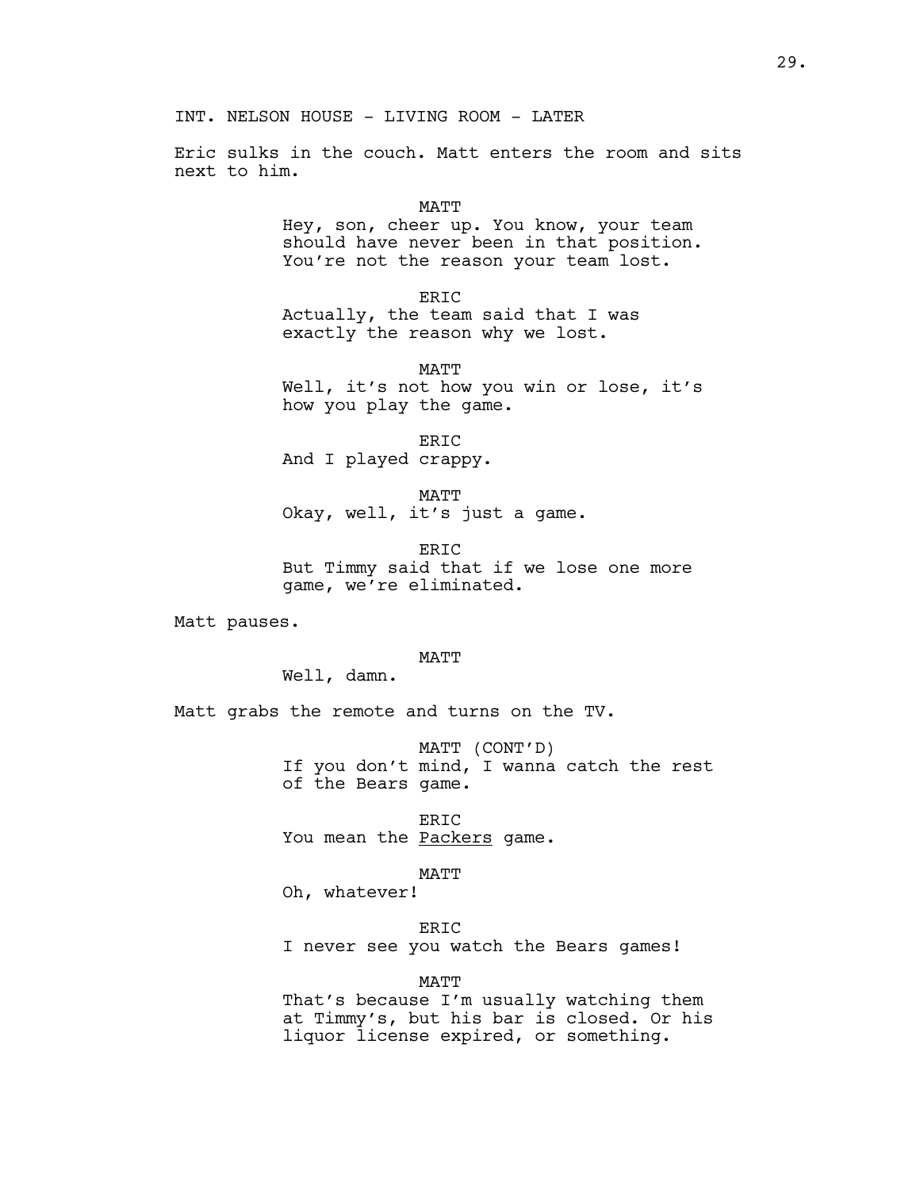INT. NELSON HOUSE - LIVING ROOM - LATER

Eric sulks in the couch. Matt enters the room and sits next to him.

MATT
Hey, son, cheer up. You know, your team should have never been in that position. You're not the reason your team lost.

ERIC
Actually, the team said that I was exactly the reason why we lost.

MATT
Well, it's not how you win or lose, it's how you play the game.

ERIC
And I played crappy.

MATT
Okay, well, it's just a game.

ERIC
But Timmy said that if we lose one more game, we're eliminated.

Matt pauses.

MATT
Well, damn.

Matt grabs the remote and turns on the TV.

MATT (CONT'D)
If you don't mind, I wanna catch the rest of the Bears game.

ERIC
You mean the <u>Packers</u> game.

MATT
Oh, whatever!

ERIC
I never see you watch the Bears games!

MATT
That's because I'm usually watching them at Timmy's, but his bar is closed. Or his liquor license expired, or something.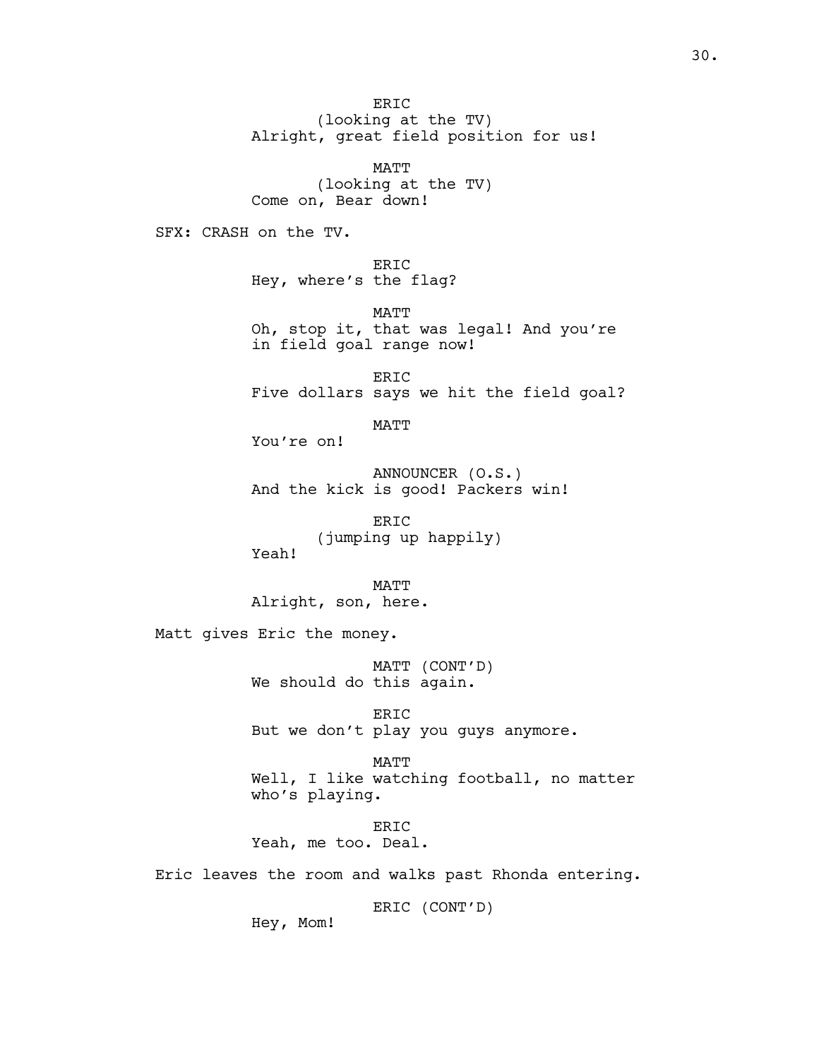ERIC
(looking at the TV)
Alright, great field position for us!

MATT
(looking at the TV)
Come on, Bear down!

SFX: CRASH on the TV.

ERIC
Hey, where's the flag?

MATT
Oh, stop it, that was legal! And you're in field goal range now!

ERIC
Five dollars says we hit the field goal?

MATT
You're on!

ANNOUNCER (O.S.)
And the kick is good! Packers win!

ERIC
(jumping up happily)
Yeah!

MATT
Alright, son, here.

Matt gives Eric the money.

MATT (CONT'D)
We should do this again.

ERIC
But we don't play you guys anymore.

MATT
Well, I like watching football, no matter who's playing.

ERIC
Yeah, me too. Deal.

Eric leaves the room and walks past Rhonda entering.

ERIC (CONT'D)
Hey, Mom!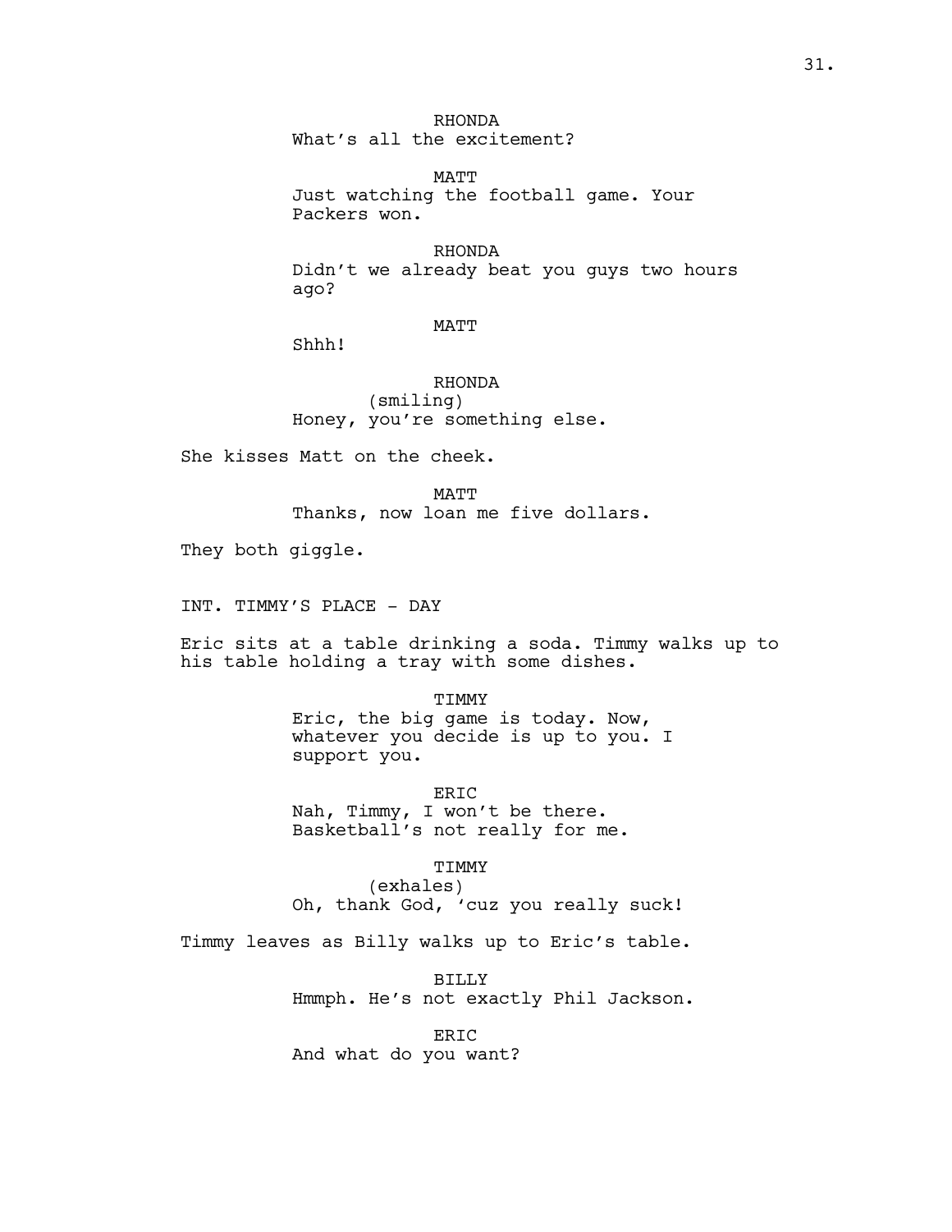RHONDA
What's all the excitement?

MATT
Just watching the football game. Your Packers won.

RHONDA
Didn't we already beat you guys two hours ago?

MATT
Shhh!

RHONDA
(smiling)
Honey, you're something else.

She kisses Matt on the cheek.

MATT
Thanks, now loan me five dollars.

They both giggle.

INT. TIMMY'S PLACE - DAY

Eric sits at a table drinking a soda. Timmy walks up to his table holding a tray with some dishes.

TIMMY
Eric, the big game is today. Now, whatever you decide is up to you. I support you.

ERIC
Nah, Timmy, I won't be there. Basketball's not really for me.

TIMMY
(exhales)
Oh, thank God, 'cuz you really suck!

Timmy leaves as Billy walks up to Eric's table.

BILLY
Hmmph. He's not exactly Phil Jackson.

ERIC
And what do you want?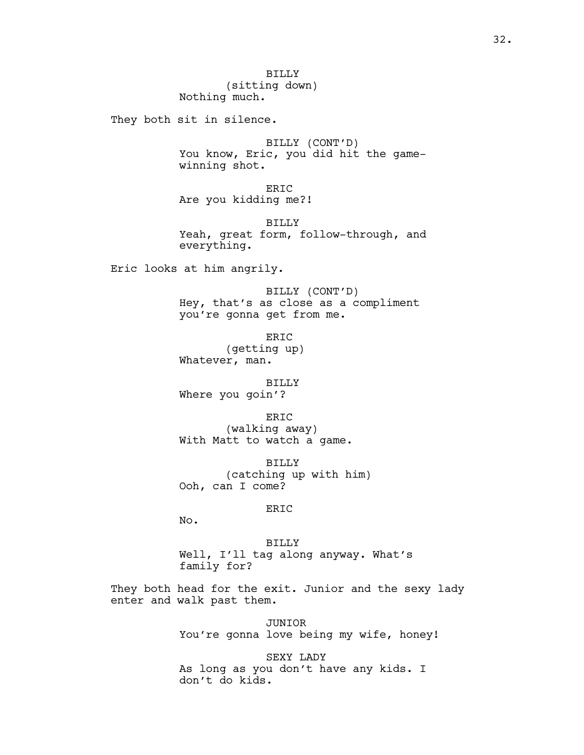BILLY
(sitting down)
Nothing much.

They both sit in silence.

BILLY (CONT'D)
You know, Eric, you did hit the game-winning shot.

ERIC
Are you kidding me?!

BILLY
Yeah, great form, follow-through, and everything.

Eric looks at him angrily.

BILLY (CONT'D)
Hey, that's as close as a compliment you're gonna get from me.

ERIC
(getting up)
Whatever, man.

BILLY
Where you goin'?

ERIC
(walking away)
With Matt to watch a game.

BILLY
(catching up with him)
Ooh, can I come?

ERIC
No.

BILLY
Well, I'll tag along anyway. What's family for?

They both head for the exit. Junior and the sexy lady enter and walk past them.

JUNIOR
You're gonna love being my wife, honey!

SEXY LADY
As long as you don't have any kids. I don't do kids.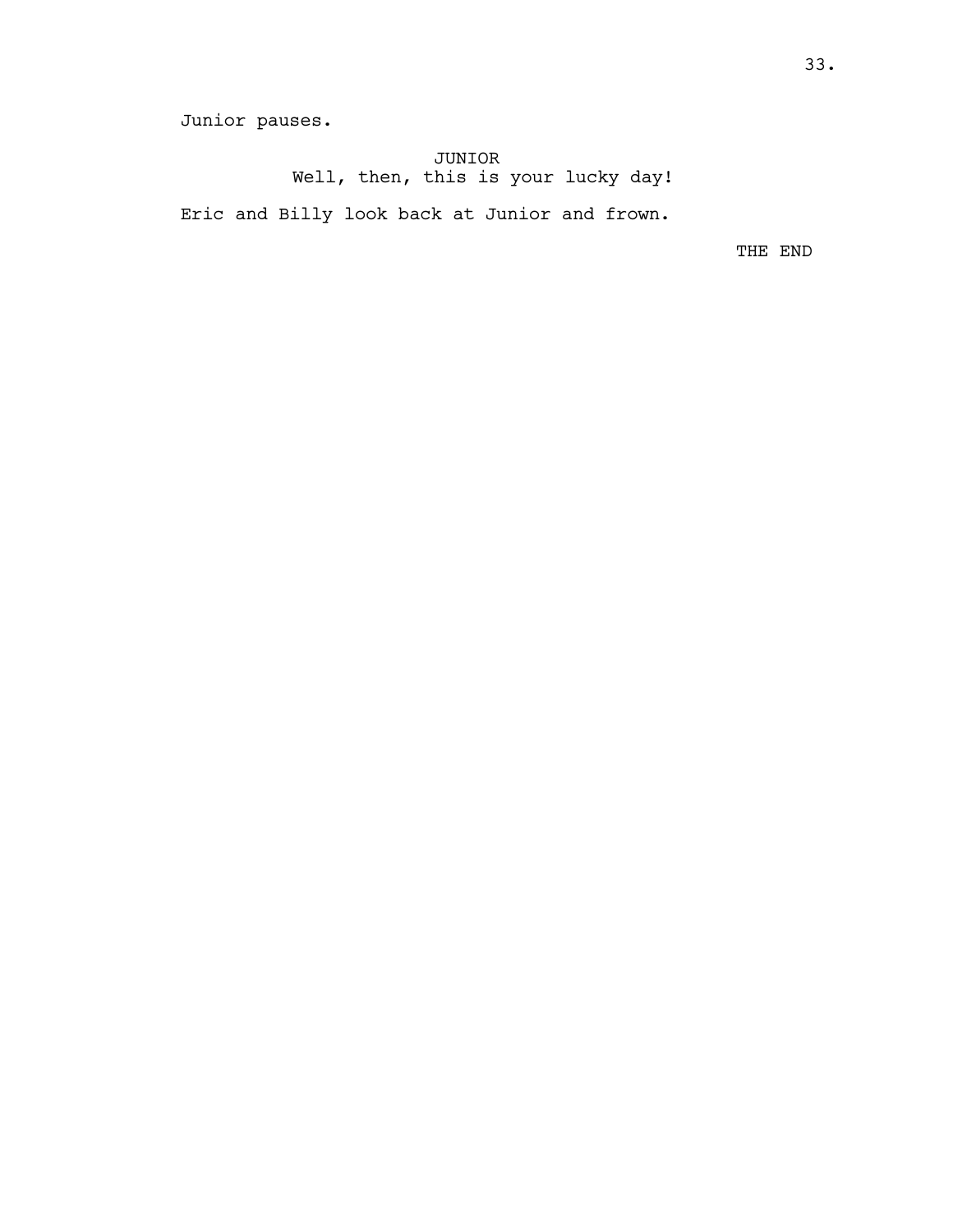Junior pauses.

JUNIOR
Well, then, this is your lucky day!

Eric and Billy look back at Junior and frown.

THE END